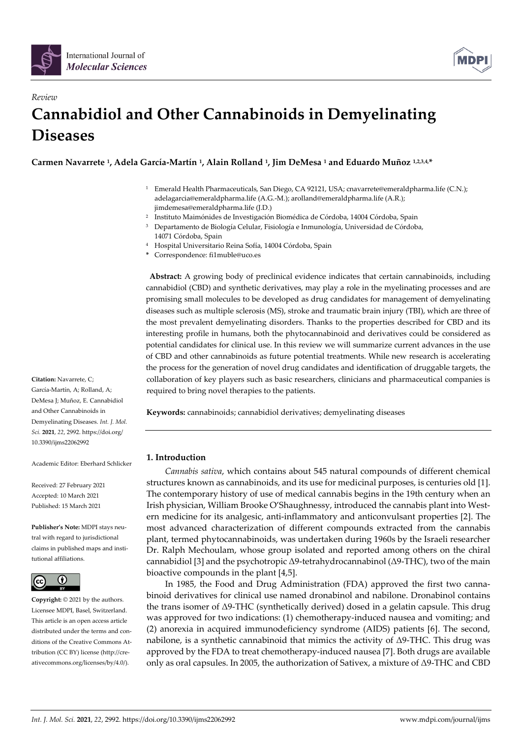*Review*

# Cannabidiol and Other Cannabinoids in Demyelinating Diseases

**Carmen Navarrete [1], Adela García-Martín [1], Alain Rolland [1], Jim DeMesa [1] and Eduardo Muñoz [1,2,3,4,*]**

[1] Emerald Health Pharmaceuticals, San Diego, CA 92121, USA; cnavarrete@emeraldpharma.life (C.N.); adelagarcia@emeraldpharma.life (A.G.-M.); arolland@emeraldpharma.life (A.R.); jimdemesa@emeraldpharma.life (J.D.)
[2] Instituto Maimónides de Investigación Biomédica de Córdoba, 14004 Córdoba, Spain
[3] Departamento de Biología Celular, Fisiología e Inmunología, Universidad de Córdoba, 14071 Córdoba, Spain
[4] Hospital Universitario Reina Sofía, 14004 Córdoba, Spain
\* Correspondence: fi1muble@uco.es

**Abstract:** A growing body of preclinical evidence indicates that certain cannabinoids, including cannabidiol (CBD) and synthetic derivatives, may play a role in the myelinating processes and are promising small molecules to be developed as drug candidates for management of demyelinating diseases such as multiple sclerosis (MS), stroke and traumatic brain injury (TBI), which are three of the most prevalent demyelinating disorders. Thanks to the properties described for CBD and its interesting profile in humans, both the phytocannabinoid and derivatives could be considered as potential candidates for clinical use. In this review we will summarize current advances in the use of CBD and other cannabinoids as future potential treatments. While new research is accelerating the process for the generation of novel drug candidates and identification of druggable targets, the collaboration of key players such as basic researchers, clinicians and pharmaceutical companies is required to bring novel therapies to the patients.

**Keywords:** cannabinoids; cannabidiol derivatives; demyelinating diseases

**Citation:** Navarrete, C; García-Martín, A; Rolland, A; DeMesa J; Muñoz, E. Cannabidiol and Other Cannabinoids in Demyelinating Diseases. *Int. J. Mol. Sci.* **2021**, *22*, 2992. https://doi.org/10.3390/ijms22062992

Academic Editor: Eberhard Schlicker

Received: 27 February 2021
Accepted: 10 March 2021
Published: 15 March 2021

**Publisher's Note:** MDPI stays neutral with regard to jurisdictional claims in published maps and institutional affiliations.

**Copyright:** © 2021 by the authors. Licensee MDPI, Basel, Switzerland. This article is an open access article distributed under the terms and conditions of the Creative Commons Attribution (CC BY) license (http://creativecommons.org/licenses/by/4.0/).

## 1. Introduction

*Cannabis sativa*, which contains about 545 natural compounds of different chemical structures known as cannabinoids, and its use for medicinal purposes, is centuries old [1]. The contemporary history of use of medical cannabis begins in the 19th century when an Irish physician, William Brooke O'Shaughnessy, introduced the cannabis plant into Western medicine for its analgesic, anti-inflammatory and anticonvulsant properties [2]. The most advanced characterization of different compounds extracted from the cannabis plant, termed phytocannabinoids, was undertaken during 1960s by the Israeli researcher Dr. Ralph Mechoulam, whose group isolated and reported among others on the chiral cannabidiol [3] and the psychotropic Δ9-tetrahydrocannabinol (Δ9-THC), two of the main bioactive compounds in the plant [4,5].

In 1985, the Food and Drug Administration (FDA) approved the first two cannabinoid derivatives for clinical use named dronabinol and nabilone. Dronabinol contains the trans isomer of Δ9-THC (synthetically derived) dosed in a gelatin capsule. This drug was approved for two indications: (1) chemotherapy-induced nausea and vomiting; and (2) anorexia in acquired immunodeficiency syndrome (AIDS) patients [6]. The second, nabilone, is a synthetic cannabinoid that mimics the activity of Δ9-THC. This drug was approved by the FDA to treat chemotherapy-induced nausea [7]. Both drugs are available only as oral capsules. In 2005, the authorization of Sativex, a mixture of Δ9-THC and CBD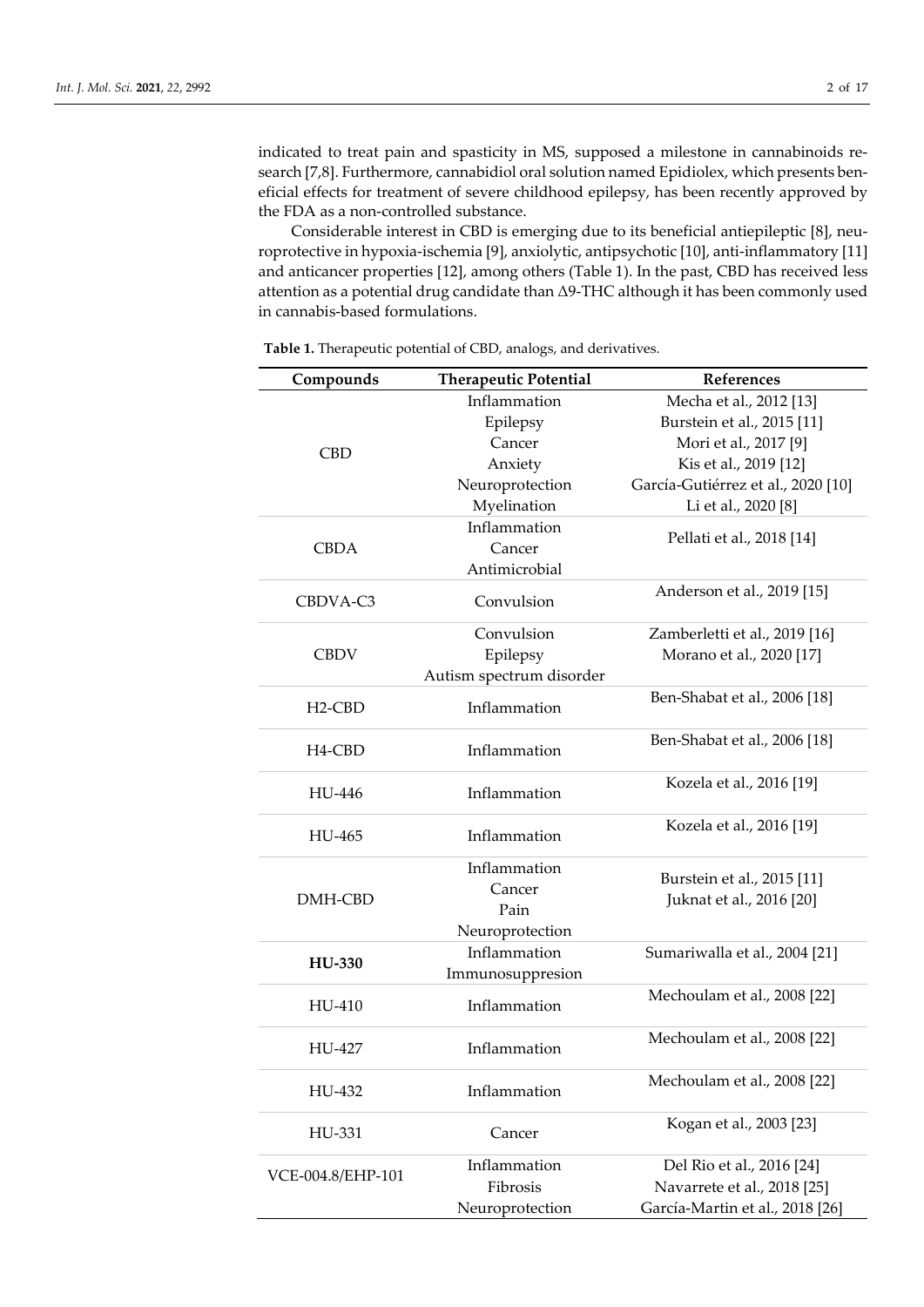indicated to treat pain and spasticity in MS, supposed a milestone in cannabinoids research [7,8]. Furthermore, cannabidiol oral solution named Epidiolex, which presents beneficial effects for treatment of severe childhood epilepsy, has been recently approved by the FDA as a non-controlled substance.

Considerable interest in CBD is emerging due to its beneficial antiepileptic [8], neuroprotective in hypoxia-ischemia [9], anxiolytic, antipsychotic [10], anti-inflammatory [11] and anticancer properties [12], among others (Table 1). In the past, CBD has received less attention as a potential drug candidate than Δ9-THC although it has been commonly used in cannabis-based formulations.

**Table 1.** Therapeutic potential of CBD, analogs, and derivatives.

| Compounds | Therapeutic Potential | References |
|---|---|---|
| CBD | Inflammation<br>Epilepsy<br>Cancer<br>Anxiety<br>Neuroprotection<br>Myelination | Mecha et al., 2012 [13]<br>Burstein et al., 2015 [11]<br>Mori et al., 2017 [9]<br>Kis et al., 2019 [12]<br>García-Gutiérrez et al., 2020 [10]<br>Li et al., 2020 [8] |
| CBDA | Inflammation<br>Cancer<br>Antimicrobial | Pellati et al., 2018 [14] |
| CBDVA-C3 | Convulsion | Anderson et al., 2019 [15] |
| CBDV | Convulsion<br>Epilepsy<br>Autism spectrum disorder | Zamberletti et al., 2019 [16]<br>Morano et al., 2020 [17] |
| H2-CBD | Inflammation | Ben-Shabat et al., 2006 [18] |
| H4-CBD | Inflammation | Ben-Shabat et al., 2006 [18] |
| HU-446 | Inflammation | Kozela et al., 2016 [19] |
| HU-465 | Inflammation | Kozela et al., 2016 [19] |
| DMH-CBD | Inflammation<br>Cancer<br>Pain<br>Neuroprotection | Burstein et al., 2015 [11]<br>Juknat et al., 2016 [20] |
| **HU-330** | Inflammation<br>Immunosuppresion | Sumariwalla et al., 2004 [21] |
| HU-410 | Inflammation | Mechoulam et al., 2008 [22] |
| HU-427 | Inflammation | Mechoulam et al., 2008 [22] |
| HU-432 | Inflammation | Mechoulam et al., 2008 [22] |
| HU-331 | Cancer | Kogan et al., 2003 [23] |
| VCE-004.8/EHP-101 | Inflammation<br>Fibrosis<br>Neuroprotection | Del Rio et al., 2016 [24]<br>Navarrete et al., 2018 [25]<br>García-Martin et al., 2018 [26] |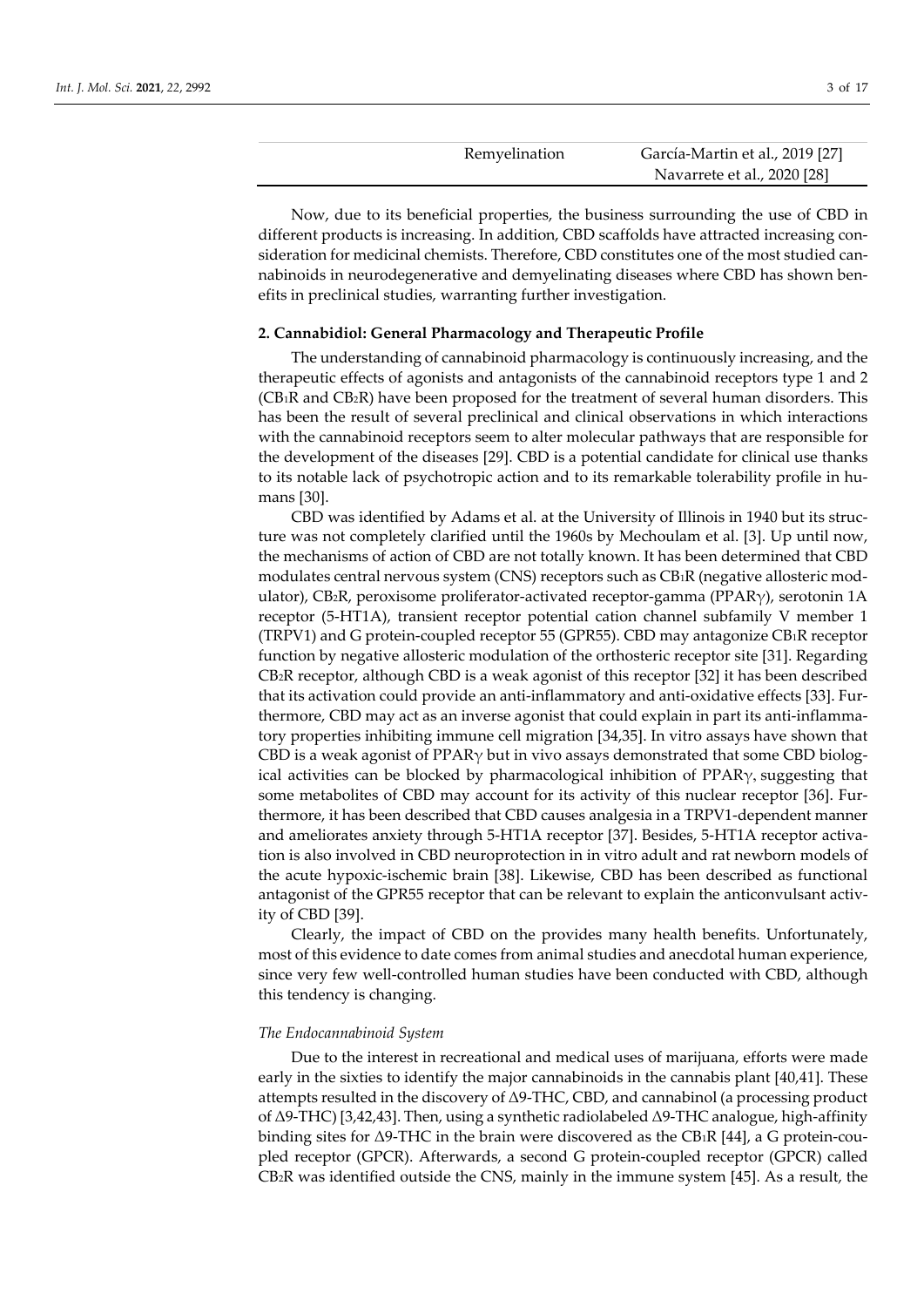| | Remyelination | García-Martin et al., 2019 [27] Navarrete et al., 2020 [28] |
|---|---|---|

Now, due to its beneficial properties, the business surrounding the use of CBD in different products is increasing. In addition, CBD scaffolds have attracted increasing consideration for medicinal chemists. Therefore, CBD constitutes one of the most studied cannabinoids in neurodegenerative and demyelinating diseases where CBD has shown benefits in preclinical studies, warranting further investigation.

## 2. Cannabidiol: General Pharmacology and Therapeutic Profile

The understanding of cannabinoid pharmacology is continuously increasing, and the therapeutic effects of agonists and antagonists of the cannabinoid receptors type 1 and 2 ($CB_1R$ and $CB_2R$) have been proposed for the treatment of several human disorders. This has been the result of several preclinical and clinical observations in which interactions with the cannabinoid receptors seem to alter molecular pathways that are responsible for the development of the diseases [29]. CBD is a potential candidate for clinical use thanks to its notable lack of psychotropic action and to its remarkable tolerability profile in humans [30].

CBD was identified by Adams et al. at the University of Illinois in 1940 but its structure was not completely clarified until the 1960s by Mechoulam et al. [3]. Up until now, the mechanisms of action of CBD are not totally known. It has been determined that CBD modulates central nervous system (CNS) receptors such as $CB_1R$ (negative allosteric modulator), $CB_2R$, peroxisome proliferator-activated receptor-gamma (PPAR$\gamma$), serotonin 1A receptor (5-HT1A), transient receptor potential cation channel subfamily V member 1 (TRPV1) and G protein-coupled receptor 55 (GPR55). CBD may antagonize $CB_1R$ receptor function by negative allosteric modulation of the orthosteric receptor site [31]. Regarding $CB_2R$ receptor, although CBD is a weak agonist of this receptor [32] it has been described that its activation could provide an anti-inflammatory and anti-oxidative effects [33]. Furthermore, CBD may act as an inverse agonist that could explain in part its anti-inflammatory properties inhibiting immune cell migration [34,35]. In vitro assays have shown that CBD is a weak agonist of PPAR$\gamma$ but in vivo assays demonstrated that some CBD biological activities can be blocked by pharmacological inhibition of PPAR$\gamma$, suggesting that some metabolites of CBD may account for its activity of this nuclear receptor [36]. Furthermore, it has been described that CBD causes analgesia in a TRPV1-dependent manner and ameliorates anxiety through 5-HT1A receptor [37]. Besides, 5-HT1A receptor activation is also involved in CBD neuroprotection in in vitro adult and rat newborn models of the acute hypoxic-ischemic brain [38]. Likewise, CBD has been described as functional antagonist of the GPR55 receptor that can be relevant to explain the anticonvulsant activity of CBD [39].

Clearly, the impact of CBD on the provides many health benefits. Unfortunately, most of this evidence to date comes from animal studies and anecdotal human experience, since very few well-controlled human studies have been conducted with CBD, although this tendency is changing.

### *The Endocannabinoid System*

Due to the interest in recreational and medical uses of marijuana, efforts were made early in the sixties to identify the major cannabinoids in the cannabis plant [40,41]. These attempts resulted in the discovery of Δ9-THC, CBD, and cannabinol (a processing product of Δ9-THC) [3,42,43]. Then, using a synthetic radiolabeled Δ9-THC analogue, high-affinity binding sites for Δ9-THC in the brain were discovered as the $CB_1R$ [44], a G protein-coupled receptor (GPCR). Afterwards, a second G protein-coupled receptor (GPCR) called $CB_2R$ was identified outside the CNS, mainly in the immune system [45]. As a result, the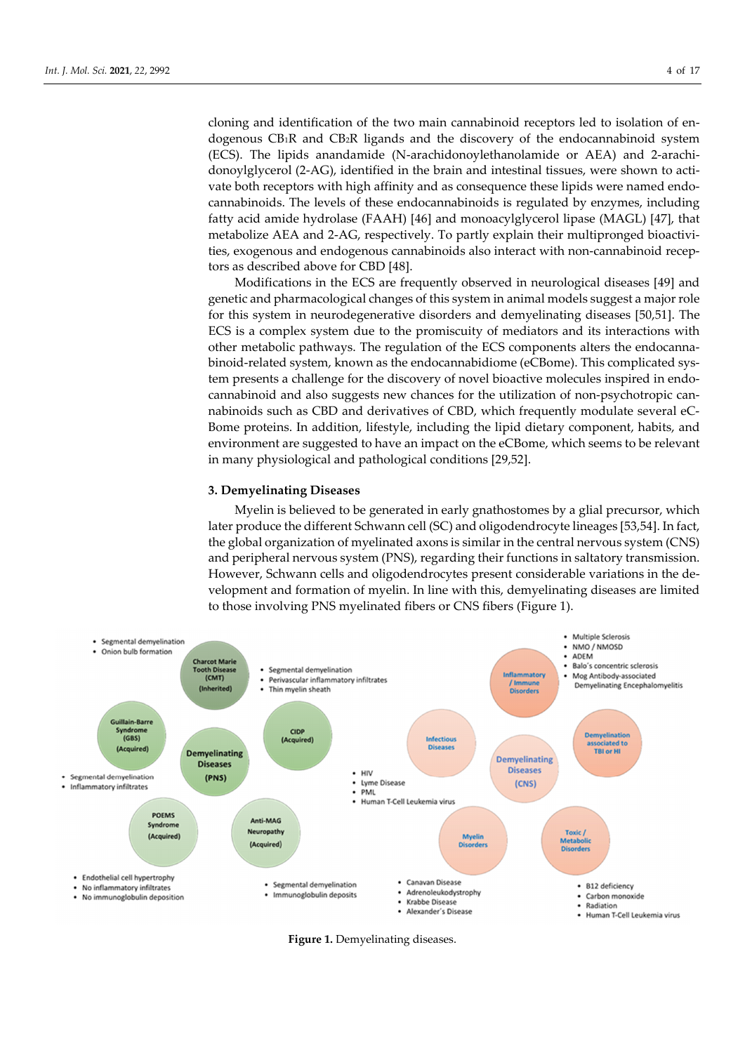cloning and identification of the two main cannabinoid receptors led to isolation of endogenous $CB_1R$ and $CB_2R$ ligands and the discovery of the endocannabinoid system (ECS). The lipids anandamide (N-arachidonoylethanolamide or AEA) and 2-arachidonoylglycerol (2-AG), identified in the brain and intestinal tissues, were shown to activate both receptors with high affinity and as consequence these lipids were named endocannabinoids. The levels of these endocannabinoids is regulated by enzymes, including fatty acid amide hydrolase (FAAH) [46] and monoacylglycerol lipase (MAGL) [47], that metabolize AEA and 2-AG, respectively. To partly explain their multipronged bioactivities, exogenous and endogenous cannabinoids also interact with non-cannabinoid receptors as described above for CBD [48].

Modifications in the ECS are frequently observed in neurological diseases [49] and genetic and pharmacological changes of this system in animal models suggest a major role for this system in neurodegenerative disorders and demyelinating diseases [50,51]. The ECS is a complex system due to the promiscuity of mediators and its interactions with other metabolic pathways. The regulation of the ECS components alters the endocannabinoid-related system, known as the endocannabidiome (eCBome). This complicated system presents a challenge for the discovery of novel bioactive molecules inspired in endocannabinoid and also suggests new chances for the utilization of non-psychotropic cannabinoids such as CBD and derivatives of CBD, which frequently modulate several eCBome proteins. In addition, lifestyle, including the lipid dietary component, habits, and environment are suggested to have an impact on the eCBome, which seems to be relevant in many physiological and pathological conditions [29,52].

## 3. Demyelinating Diseases

Myelin is believed to be generated in early gnathostomes by a glial precursor, which later produce the different Schwann cell (SC) and oligodendrocyte lineages [53,54]. In fact, the global organization of myelinated axons is similar in the central nervous system (CNS) and peripheral nervous system (PNS), regarding their functions in saltatory transmission. However, Schwann cells and oligodendrocytes present considerable variations in the development and formation of myelin. In line with this, demyelinating diseases are limited to those involving PNS myelinated fibers or CNS fibers (Figure 1).

**Figure 1.** Demyelinating diseases.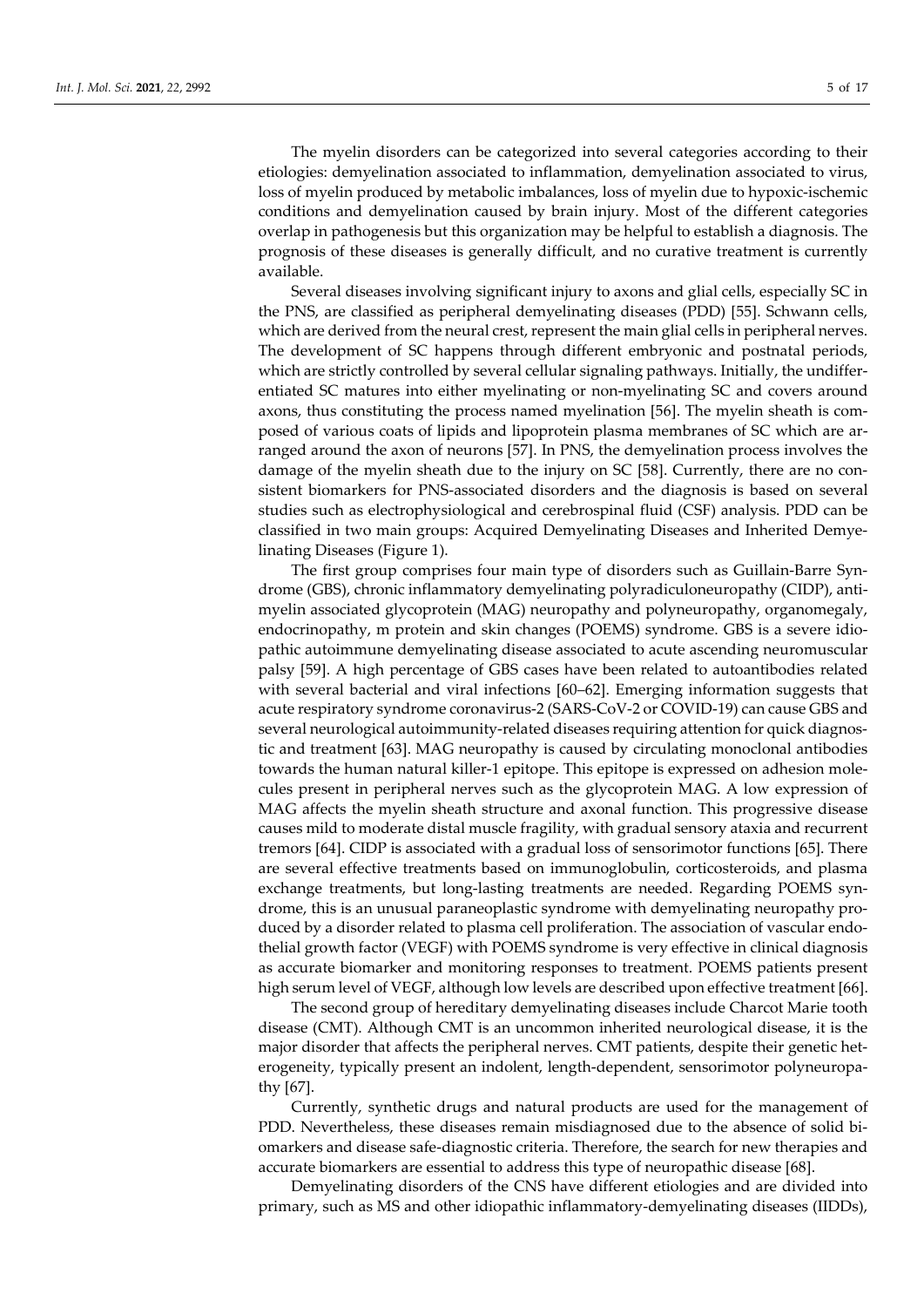The myelin disorders can be categorized into several categories according to their etiologies: demyelination associated to inflammation, demyelination associated to virus, loss of myelin produced by metabolic imbalances, loss of myelin due to hypoxic-ischemic conditions and demyelination caused by brain injury. Most of the different categories overlap in pathogenesis but this organization may be helpful to establish a diagnosis. The prognosis of these diseases is generally difficult, and no curative treatment is currently available.

Several diseases involving significant injury to axons and glial cells, especially SC in the PNS, are classified as peripheral demyelinating diseases (PDD) [55]. Schwann cells, which are derived from the neural crest, represent the main glial cells in peripheral nerves. The development of SC happens through different embryonic and postnatal periods, which are strictly controlled by several cellular signaling pathways. Initially, the undifferentiated SC matures into either myelinating or non-myelinating SC and covers around axons, thus constituting the process named myelination [56]. The myelin sheath is composed of various coats of lipids and lipoprotein plasma membranes of SC which are arranged around the axon of neurons [57]. In PNS, the demyelination process involves the damage of the myelin sheath due to the injury on SC [58]. Currently, there are no consistent biomarkers for PNS-associated disorders and the diagnosis is based on several studies such as electrophysiological and cerebrospinal fluid (CSF) analysis. PDD can be classified in two main groups: Acquired Demyelinating Diseases and Inherited Demyelinating Diseases (Figure 1).

The first group comprises four main type of disorders such as Guillain-Barre Syndrome (GBS), chronic inflammatory demyelinating polyradiculoneuropathy (CIDP), anti-myelin associated glycoprotein (MAG) neuropathy and polyneuropathy, organomegaly, endocrinopathy, m protein and skin changes (POEMS) syndrome. GBS is a severe idiopathic autoimmune demyelinating disease associated to acute ascending neuromuscular palsy [59]. A high percentage of GBS cases have been related to autoantibodies related with several bacterial and viral infections [60–62]. Emerging information suggests that acute respiratory syndrome coronavirus-2 (SARS-CoV-2 or COVID-19) can cause GBS and several neurological autoimmunity-related diseases requiring attention for quick diagnostic and treatment [63]. MAG neuropathy is caused by circulating monoclonal antibodies towards the human natural killer-1 epitope. This epitope is expressed on adhesion molecules present in peripheral nerves such as the glycoprotein MAG. A low expression of MAG affects the myelin sheath structure and axonal function. This progressive disease causes mild to moderate distal muscle fragility, with gradual sensory ataxia and recurrent tremors [64]. CIDP is associated with a gradual loss of sensorimotor functions [65]. There are several effective treatments based on immunoglobulin, corticosteroids, and plasma exchange treatments, but long-lasting treatments are needed. Regarding POEMS syndrome, this is an unusual paraneoplastic syndrome with demyelinating neuropathy produced by a disorder related to plasma cell proliferation. The association of vascular endothelial growth factor (VEGF) with POEMS syndrome is very effective in clinical diagnosis as accurate biomarker and monitoring responses to treatment. POEMS patients present high serum level of VEGF, although low levels are described upon effective treatment [66].

The second group of hereditary demyelinating diseases include Charcot Marie tooth disease (CMT). Although CMT is an uncommon inherited neurological disease, it is the major disorder that affects the peripheral nerves. CMT patients, despite their genetic heterogeneity, typically present an indolent, length-dependent, sensorimotor polyneuropathy [67].

Currently, synthetic drugs and natural products are used for the management of PDD. Nevertheless, these diseases remain misdiagnosed due to the absence of solid biomarkers and disease safe-diagnostic criteria. Therefore, the search for new therapies and accurate biomarkers are essential to address this type of neuropathic disease [68].

Demyelinating disorders of the CNS have different etiologies and are divided into primary, such as MS and other idiopathic inflammatory-demyelinating diseases (IIDDs),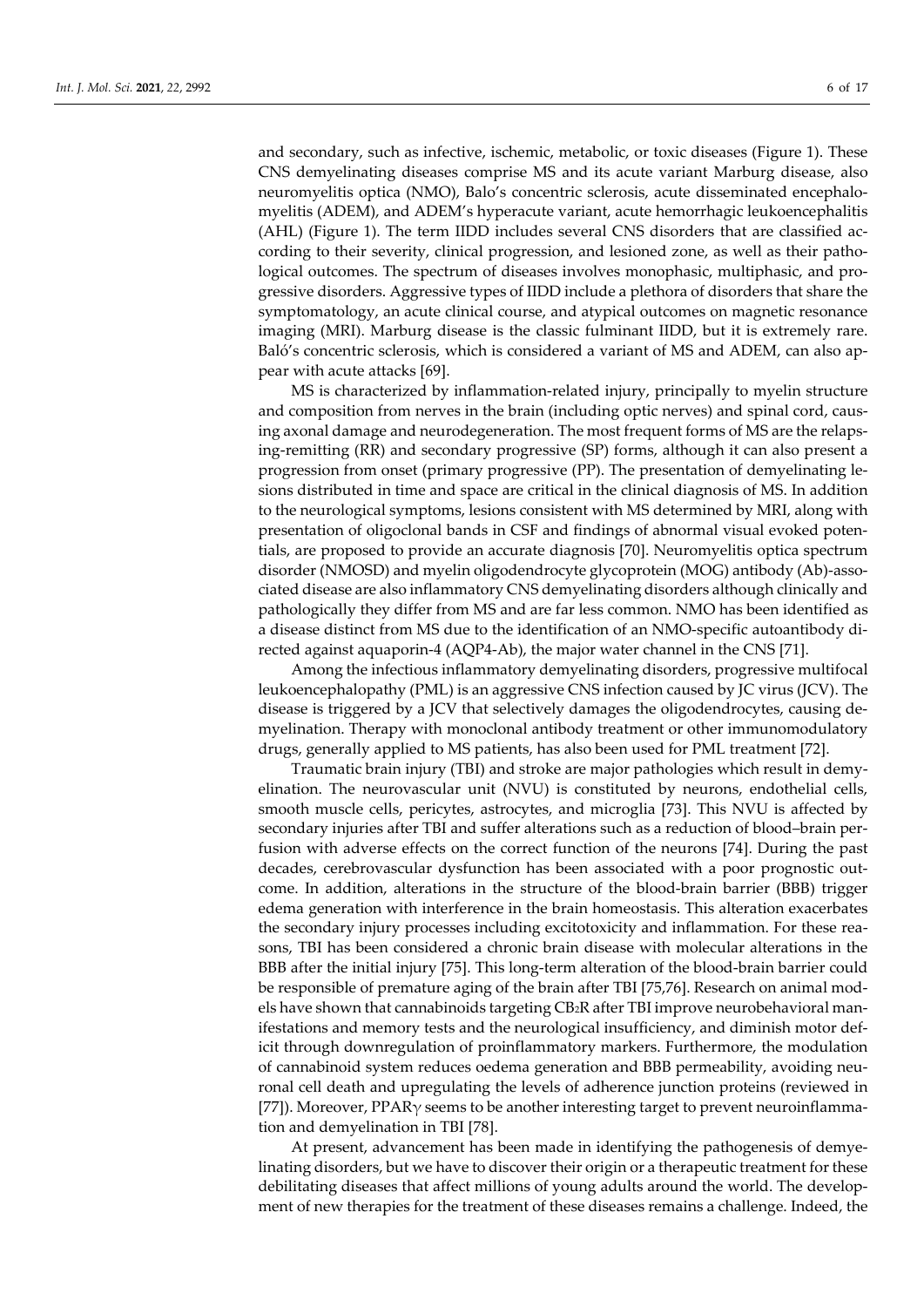and secondary, such as infective, ischemic, metabolic, or toxic diseases (Figure 1). These CNS demyelinating diseases comprise MS and its acute variant Marburg disease, also neuromyelitis optica (NMO), Balo's concentric sclerosis, acute disseminated encephalomyelitis (ADEM), and ADEM's hyperacute variant, acute hemorrhagic leukoencephalitis (AHL) (Figure 1). The term IIDD includes several CNS disorders that are classified according to their severity, clinical progression, and lesioned zone, as well as their pathological outcomes. The spectrum of diseases involves monophasic, multiphasic, and progressive disorders. Aggressive types of IIDD include a plethora of disorders that share the symptomatology, an acute clinical course, and atypical outcomes on magnetic resonance imaging (MRI). Marburg disease is the classic fulminant IIDD, but it is extremely rare. Baló's concentric sclerosis, which is considered a variant of MS and ADEM, can also appear with acute attacks [69].

MS is characterized by inflammation-related injury, principally to myelin structure and composition from nerves in the brain (including optic nerves) and spinal cord, causing axonal damage and neurodegeneration. The most frequent forms of MS are the relapsing-remitting (RR) and secondary progressive (SP) forms, although it can also present a progression from onset (primary progressive (PP). The presentation of demyelinating lesions distributed in time and space are critical in the clinical diagnosis of MS. In addition to the neurological symptoms, lesions consistent with MS determined by MRI, along with presentation of oligoclonal bands in CSF and findings of abnormal visual evoked potentials, are proposed to provide an accurate diagnosis [70]. Neuromyelitis optica spectrum disorder (NMOSD) and myelin oligodendrocyte glycoprotein (MOG) antibody (Ab)-associated disease are also inflammatory CNS demyelinating disorders although clinically and pathologically they differ from MS and are far less common. NMO has been identified as a disease distinct from MS due to the identification of an NMO-specific autoantibody directed against aquaporin-4 (AQP4-Ab), the major water channel in the CNS [71].

Among the infectious inflammatory demyelinating disorders, progressive multifocal leukoencephalopathy (PML) is an aggressive CNS infection caused by JC virus (JCV). The disease is triggered by a JCV that selectively damages the oligodendrocytes, causing demyelination. Therapy with monoclonal antibody treatment or other immunomodulatory drugs, generally applied to MS patients, has also been used for PML treatment [72].

Traumatic brain injury (TBI) and stroke are major pathologies which result in demyelination. The neurovascular unit (NVU) is constituted by neurons, endothelial cells, smooth muscle cells, pericytes, astrocytes, and microglia [73]. This NVU is affected by secondary injuries after TBI and suffer alterations such as a reduction of blood–brain perfusion with adverse effects on the correct function of the neurons [74]. During the past decades, cerebrovascular dysfunction has been associated with a poor prognostic outcome. In addition, alterations in the structure of the blood-brain barrier (BBB) trigger edema generation with interference in the brain homeostasis. This alteration exacerbates the secondary injury processes including excitotoxicity and inflammation. For these reasons, TBI has been considered a chronic brain disease with molecular alterations in the BBB after the initial injury [75]. This long-term alteration of the blood-brain barrier could be responsible of premature aging of the brain after TBI [75,76]. Research on animal models have shown that cannabinoids targeting $CB_2R$ after TBI improve neurobehavioral manifestations and memory tests and the neurological insufficiency, and diminish motor deficit through downregulation of proinflammatory markers. Furthermore, the modulation of cannabinoid system reduces oedema generation and BBB permeability, avoiding neuronal cell death and upregulating the levels of adherence junction proteins (reviewed in [77]). Moreover, PPAR$\gamma$ seems to be another interesting target to prevent neuroinflammation and demyelination in TBI [78].

At present, advancement has been made in identifying the pathogenesis of demyelinating disorders, but we have to discover their origin or a therapeutic treatment for these debilitating diseases that affect millions of young adults around the world. The development of new therapies for the treatment of these diseases remains a challenge. Indeed, the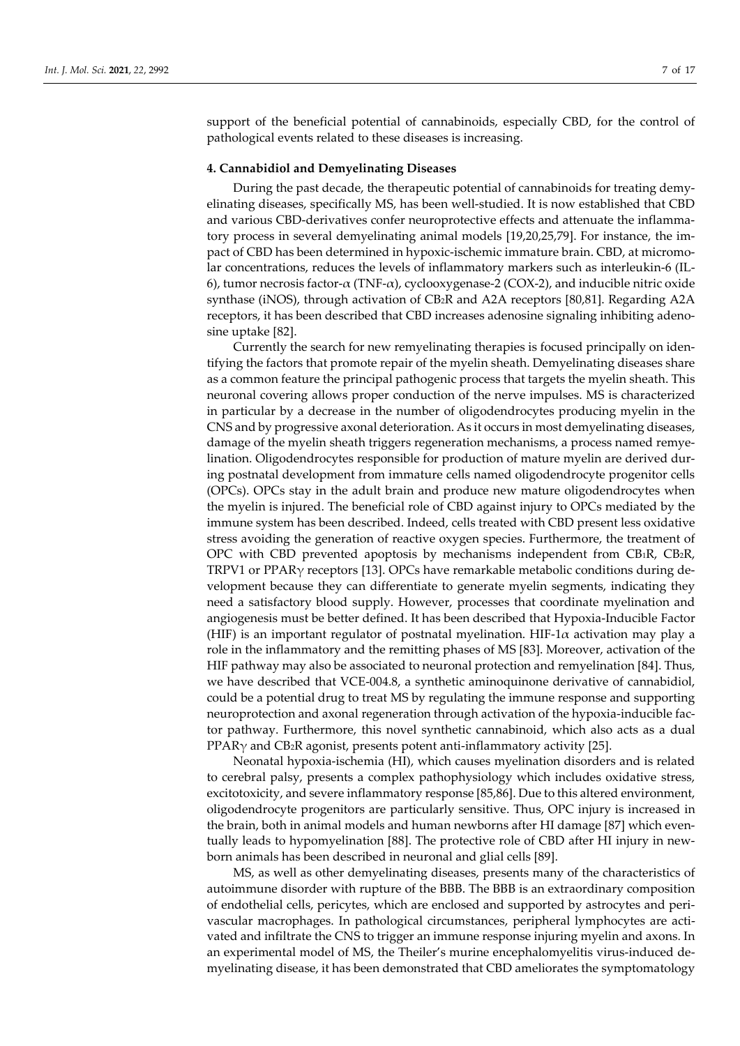support of the beneficial potential of cannabinoids, especially CBD, for the control of pathological events related to these diseases is increasing.

## 4. Cannabidiol and Demyelinating Diseases

During the past decade, the therapeutic potential of cannabinoids for treating demyelinating diseases, specifically MS, has been well-studied. It is now established that CBD and various CBD-derivatives confer neuroprotective effects and attenuate the inflammatory process in several demyelinating animal models [19,20,25,79]. For instance, the impact of CBD has been determined in hypoxic-ischemic immature brain. CBD, at micromolar concentrations, reduces the levels of inflammatory markers such as interleukin-6 (IL-6), tumor necrosis factor-$\alpha$ (TNF-$\alpha$), cyclooxygenase-2 (COX-2), and inducible nitric oxide synthase (iNOS), through activation of $CB_2R$ and A2A receptors [80,81]. Regarding A2A receptors, it has been described that CBD increases adenosine signaling inhibiting adenosine uptake [82].

Currently the search for new remyelinating therapies is focused principally on identifying the factors that promote repair of the myelin sheath. Demyelinating diseases share as a common feature the principal pathogenic process that targets the myelin sheath. This neuronal covering allows proper conduction of the nerve impulses. MS is characterized in particular by a decrease in the number of oligodendrocytes producing myelin in the CNS and by progressive axonal deterioration. As it occurs in most demyelinating diseases, damage of the myelin sheath triggers regeneration mechanisms, a process named remyelination. Oligodendrocytes responsible for production of mature myelin are derived during postnatal development from immature cells named oligodendrocyte progenitor cells (OPCs). OPCs stay in the adult brain and produce new mature oligodendrocytes when the myelin is injured. The beneficial role of CBD against injury to OPCs mediated by the immune system has been described. Indeed, cells treated with CBD present less oxidative stress avoiding the generation of reactive oxygen species. Furthermore, the treatment of OPC with CBD prevented apoptosis by mechanisms independent from $CB_1R$, $CB_2R$, TRPV1 or PPAR$\gamma$ receptors [13]. OPCs have remarkable metabolic conditions during development because they can differentiate to generate myelin segments, indicating they need a satisfactory blood supply. However, processes that coordinate myelination and angiogenesis must be better defined. It has been described that Hypoxia-Inducible Factor (HIF) is an important regulator of postnatal myelination. HIF-1$\alpha$ activation may play a role in the inflammatory and the remitting phases of MS [83]. Moreover, activation of the HIF pathway may also be associated to neuronal protection and remyelination [84]. Thus, we have described that VCE-004.8, a synthetic aminoquinone derivative of cannabidiol, could be a potential drug to treat MS by regulating the immune response and supporting neuroprotection and axonal regeneration through activation of the hypoxia-inducible factor pathway. Furthermore, this novel synthetic cannabinoid, which also acts as a dual PPAR$\gamma$ and $CB_2R$ agonist, presents potent anti-inflammatory activity [25].

Neonatal hypoxia-ischemia (HI), which causes myelination disorders and is related to cerebral palsy, presents a complex pathophysiology which includes oxidative stress, excitotoxicity, and severe inflammatory response [85,86]. Due to this altered environment, oligodendrocyte progenitors are particularly sensitive. Thus, OPC injury is increased in the brain, both in animal models and human newborns after HI damage [87] which eventually leads to hypomyelination [88]. The protective role of CBD after HI injury in newborn animals has been described in neuronal and glial cells [89].

MS, as well as other demyelinating diseases, presents many of the characteristics of autoimmune disorder with rupture of the BBB. The BBB is an extraordinary composition of endothelial cells, pericytes, which are enclosed and supported by astrocytes and perivascular macrophages. In pathological circumstances, peripheral lymphocytes are activated and infiltrate the CNS to trigger an immune response injuring myelin and axons. In an experimental model of MS, the Theiler's murine encephalomyelitis virus-induced demyelinating disease, it has been demonstrated that CBD ameliorates the symptomatology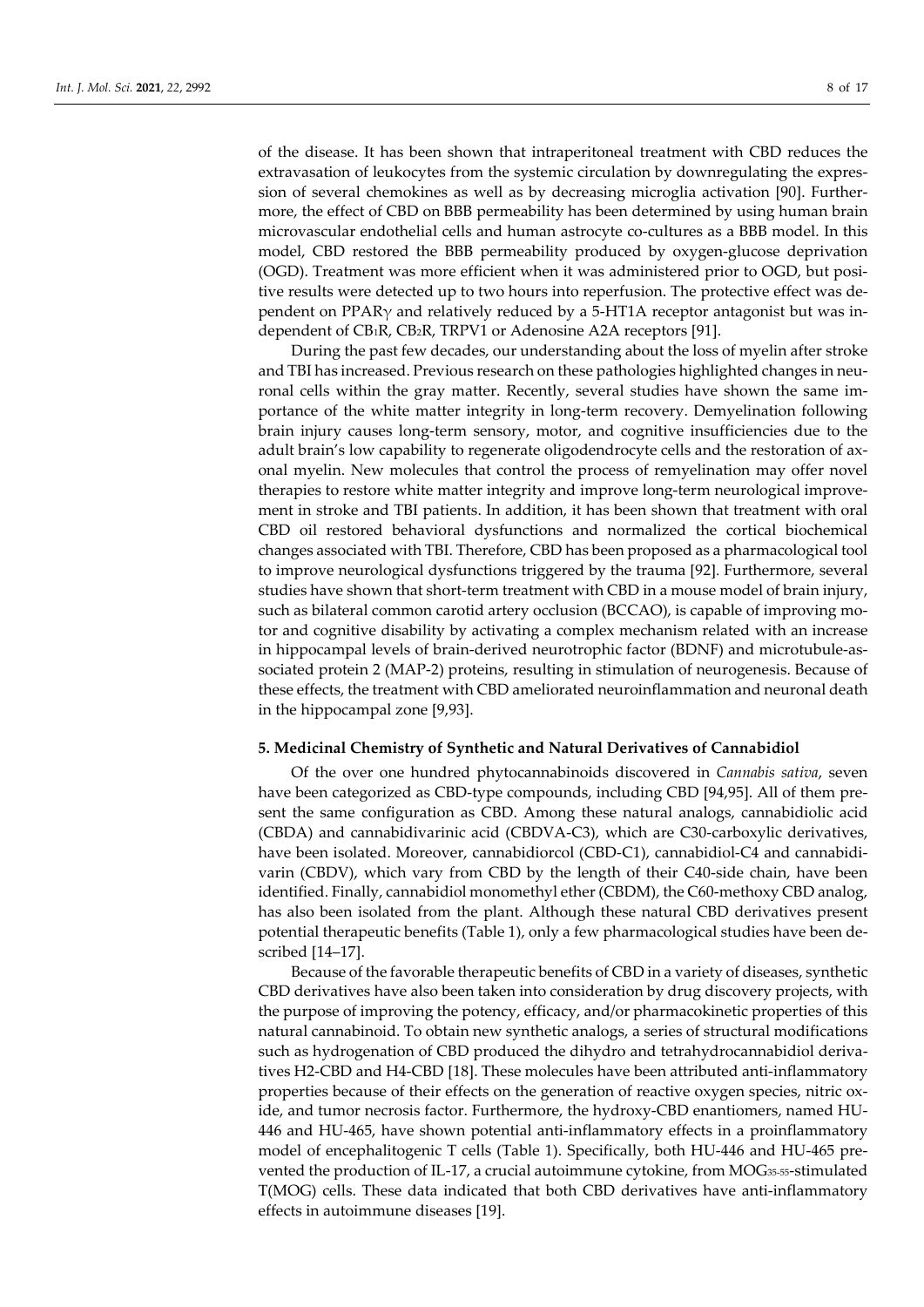of the disease. It has been shown that intraperitoneal treatment with CBD reduces the extravasation of leukocytes from the systemic circulation by downregulating the expression of several chemokines as well as by decreasing microglia activation [90]. Furthermore, the effect of CBD on BBB permeability has been determined by using human brain microvascular endothelial cells and human astrocyte co-cultures as a BBB model. In this model, CBD restored the BBB permeability produced by oxygen-glucose deprivation (OGD). Treatment was more efficient when it was administered prior to OGD, but positive results were detected up to two hours into reperfusion. The protective effect was dependent on PPARγ and relatively reduced by a 5-HT1A receptor antagonist but was independent of $CB_1R$, $CB_2R$, TRPV1 or Adenosine A2A receptors [91].

During the past few decades, our understanding about the loss of myelin after stroke and TBI has increased. Previous research on these pathologies highlighted changes in neuronal cells within the gray matter. Recently, several studies have shown the same importance of the white matter integrity in long-term recovery. Demyelination following brain injury causes long-term sensory, motor, and cognitive insufficiencies due to the adult brain's low capability to regenerate oligodendrocyte cells and the restoration of axonal myelin. New molecules that control the process of remyelination may offer novel therapies to restore white matter integrity and improve long-term neurological improvement in stroke and TBI patients. In addition, it has been shown that treatment with oral CBD oil restored behavioral dysfunctions and normalized the cortical biochemical changes associated with TBI. Therefore, CBD has been proposed as a pharmacological tool to improve neurological dysfunctions triggered by the trauma [92]. Furthermore, several studies have shown that short-term treatment with CBD in a mouse model of brain injury, such as bilateral common carotid artery occlusion (BCCAO), is capable of improving motor and cognitive disability by activating a complex mechanism related with an increase in hippocampal levels of brain-derived neurotrophic factor (BDNF) and microtubule-associated protein 2 (MAP-2) proteins, resulting in stimulation of neurogenesis. Because of these effects, the treatment with CBD ameliorated neuroinflammation and neuronal death in the hippocampal zone [9,93].

## 5. Medicinal Chemistry of Synthetic and Natural Derivatives of Cannabidiol

Of the over one hundred phytocannabinoids discovered in *Cannabis sativa*, seven have been categorized as CBD-type compounds, including CBD [94,95]. All of them present the same configuration as CBD. Among these natural analogs, cannabidiolic acid (CBDA) and cannabidivarinic acid (CBDVA-C3), which are C30-carboxylic derivatives, have been isolated. Moreover, cannabidiorcol (CBD-C1), cannabidiol-C4 and cannabidivarin (CBDV), which vary from CBD by the length of their C40-side chain, have been identified. Finally, cannabidiol monomethyl ether (CBDM), the C60-methoxy CBD analog, has also been isolated from the plant. Although these natural CBD derivatives present potential therapeutic benefits (Table 1), only a few pharmacological studies have been described [14–17].

Because of the favorable therapeutic benefits of CBD in a variety of diseases, synthetic CBD derivatives have also been taken into consideration by drug discovery projects, with the purpose of improving the potency, efficacy, and/or pharmacokinetic properties of this natural cannabinoid. To obtain new synthetic analogs, a series of structural modifications such as hydrogenation of CBD produced the dihydro and tetrahydrocannabidiol derivatives H2-CBD and H4-CBD [18]. These molecules have been attributed anti-inflammatory properties because of their effects on the generation of reactive oxygen species, nitric oxide, and tumor necrosis factor. Furthermore, the hydroxy-CBD enantiomers, named HU-446 and HU-465, have shown potential anti-inflammatory effects in a proinflammatory model of encephalitogenic T cells (Table 1). Specifically, both HU-446 and HU-465 prevented the production of IL-17, a crucial autoimmune cytokine, from $MOG_{35\text{-}55}$-stimulated T(MOG) cells. These data indicated that both CBD derivatives have anti-inflammatory effects in autoimmune diseases [19].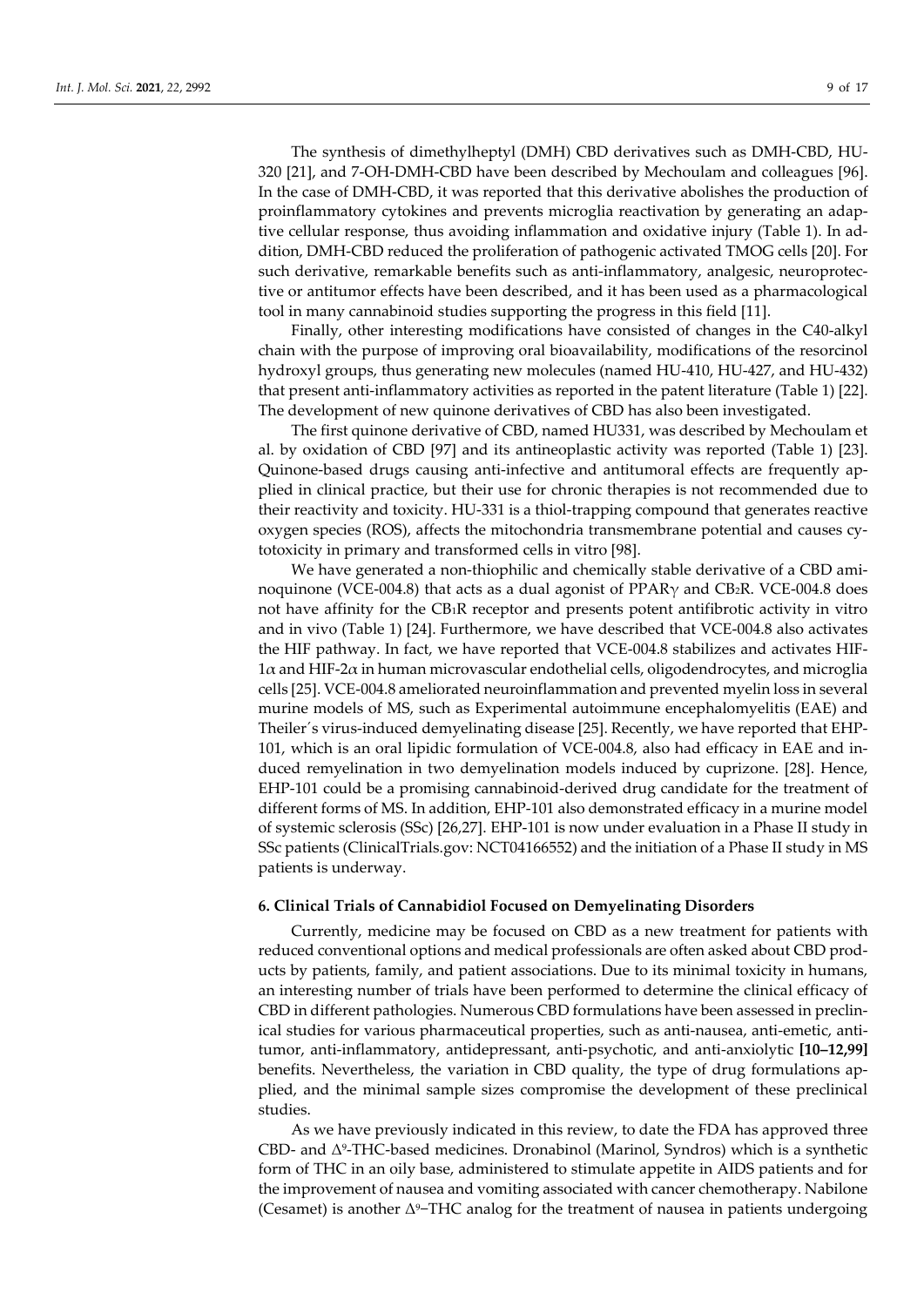The synthesis of dimethylheptyl (DMH) CBD derivatives such as DMH-CBD, HU-320 [21], and 7-OH-DMH-CBD have been described by Mechoulam and colleagues [96]. In the case of DMH-CBD, it was reported that this derivative abolishes the production of proinflammatory cytokines and prevents microglia reactivation by generating an adaptive cellular response, thus avoiding inflammation and oxidative injury (Table 1). In addition, DMH-CBD reduced the proliferation of pathogenic activated TMOG cells [20]. For such derivative, remarkable benefits such as anti-inflammatory, analgesic, neuroprotective or antitumor effects have been described, and it has been used as a pharmacological tool in many cannabinoid studies supporting the progress in this field [11].

Finally, other interesting modifications have consisted of changes in the C40-alkyl chain with the purpose of improving oral bioavailability, modifications of the resorcinol hydroxyl groups, thus generating new molecules (named HU-410, HU-427, and HU-432) that present anti-inflammatory activities as reported in the patent literature (Table 1) [22]. The development of new quinone derivatives of CBD has also been investigated.

The first quinone derivative of CBD, named HU331, was described by Mechoulam et al. by oxidation of CBD [97] and its antineoplastic activity was reported (Table 1) [23]. Quinone-based drugs causing anti-infective and antitumoral effects are frequently applied in clinical practice, but their use for chronic therapies is not recommended due to their reactivity and toxicity. HU-331 is a thiol-trapping compound that generates reactive oxygen species (ROS), affects the mitochondria transmembrane potential and causes cytotoxicity in primary and transformed cells in vitro [98].

We have generated a non-thiophilic and chemically stable derivative of a CBD aminoquinone (VCE-004.8) that acts as a dual agonist of PPAR$\gamma$ and $CB_2R$. VCE-004.8 does not have affinity for the $CB_1R$ receptor and presents potent antifibrotic activity in vitro and in vivo (Table 1) [24]. Furthermore, we have described that VCE-004.8 also activates the HIF pathway. In fact, we have reported that VCE-004.8 stabilizes and activates HIF-1$\alpha$ and HIF-2$\alpha$ in human microvascular endothelial cells, oligodendrocytes, and microglia cells [25]. VCE-004.8 ameliorated neuroinflammation and prevented myelin loss in several murine models of MS, such as Experimental autoimmune encephalomyelitis (EAE) and Theiler´s virus-induced demyelinating disease [25]. Recently, we have reported that EHP-101, which is an oral lipidic formulation of VCE-004.8, also had efficacy in EAE and induced remyelination in two demyelination models induced by cuprizone. [28]. Hence, EHP-101 could be a promising cannabinoid-derived drug candidate for the treatment of different forms of MS. In addition, EHP-101 also demonstrated efficacy in a murine model of systemic sclerosis (SSc) [26,27]. EHP-101 is now under evaluation in a Phase II study in SSc patients (ClinicalTrials.gov: NCT04166552) and the initiation of a Phase II study in MS patients is underway.

## 6. Clinical Trials of Cannabidiol Focused on Demyelinating Disorders

Currently, medicine may be focused on CBD as a new treatment for patients with reduced conventional options and medical professionals are often asked about CBD products by patients, family, and patient associations. Due to its minimal toxicity in humans, an interesting number of trials have been performed to determine the clinical efficacy of CBD in different pathologies. Numerous CBD formulations have been assessed in preclinical studies for various pharmaceutical properties, such as anti-nausea, anti-emetic, antitumor, anti-inflammatory, antidepressant, anti-psychotic, and anti-anxiolytic **[10–12,99]** benefits. Nevertheless, the variation in CBD quality, the type of drug formulations applied, and the minimal sample sizes compromise the development of these preclinical studies.

As we have previously indicated in this review, to date the FDA has approved three CBD- and $\Delta^9$-THC-based medicines. Dronabinol (Marinol, Syndros) which is a synthetic form of THC in an oily base, administered to stimulate appetite in AIDS patients and for the improvement of nausea and vomiting associated with cancer chemotherapy. Nabilone (Cesamet) is another $\Delta^9$–THC analog for the treatment of nausea in patients undergoing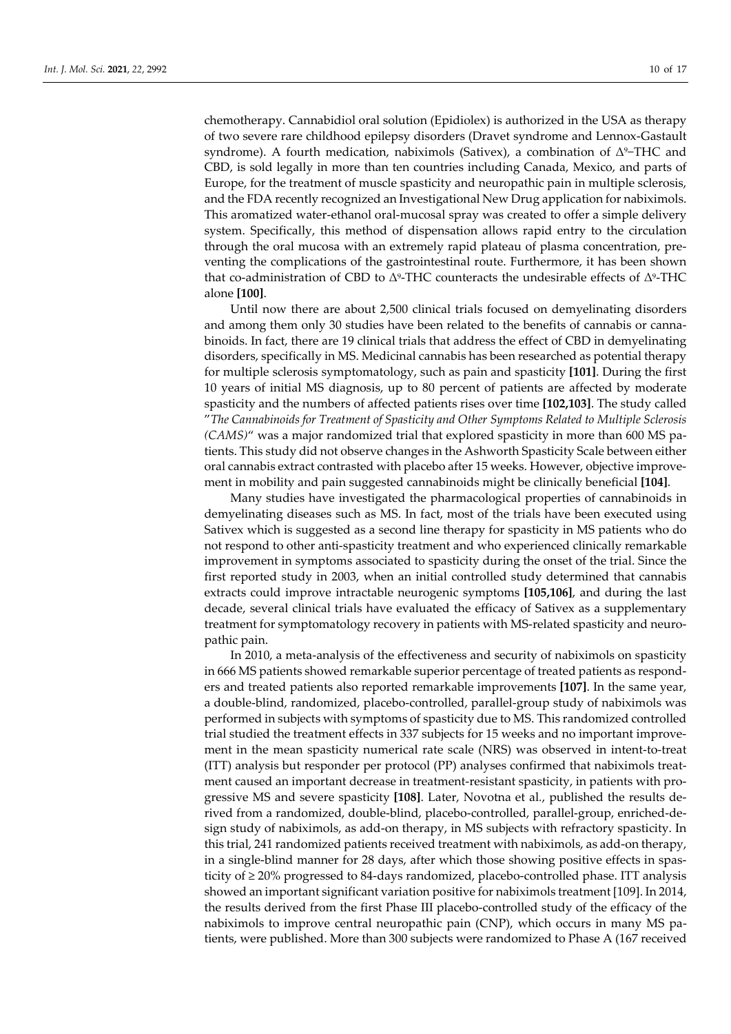chemotherapy. Cannabidiol oral solution (Epidiolex) is authorized in the USA as therapy of two severe rare childhood epilepsy disorders (Dravet syndrome and Lennox-Gastault syndrome). A fourth medication, nabiximols (Sativex), a combination of $\Delta^9$–THC and CBD, is sold legally in more than ten countries including Canada, Mexico, and parts of Europe, for the treatment of muscle spasticity and neuropathic pain in multiple sclerosis, and the FDA recently recognized an Investigational New Drug application for nabiximols. This aromatized water-ethanol oral-mucosal spray was created to offer a simple delivery system. Specifically, this method of dispensation allows rapid entry to the circulation through the oral mucosa with an extremely rapid plateau of plasma concentration, preventing the complications of the gastrointestinal route. Furthermore, it has been shown that co-administration of CBD to $\Delta^9$-THC counteracts the undesirable effects of $\Delta^9$-THC alone **[100]**.

Until now there are about 2,500 clinical trials focused on demyelinating disorders and among them only 30 studies have been related to the benefits of cannabis or cannabinoids. In fact, there are 19 clinical trials that address the effect of CBD in demyelinating disorders, specifically in MS. Medicinal cannabis has been researched as potential therapy for multiple sclerosis symptomatology, such as pain and spasticity **[101]**. During the first 10 years of initial MS diagnosis, up to 80 percent of patients are affected by moderate spasticity and the numbers of affected patients rises over time **[102,103]**. The study called "*The Cannabinoids for Treatment of Spasticity and Other Symptoms Related to Multiple Sclerosis (CAMS)*" was a major randomized trial that explored spasticity in more than 600 MS patients. This study did not observe changes in the Ashworth Spasticity Scale between either oral cannabis extract contrasted with placebo after 15 weeks. However, objective improvement in mobility and pain suggested cannabinoids might be clinically beneficial **[104]**.

Many studies have investigated the pharmacological properties of cannabinoids in demyelinating diseases such as MS. In fact, most of the trials have been executed using Sativex which is suggested as a second line therapy for spasticity in MS patients who do not respond to other anti-spasticity treatment and who experienced clinically remarkable improvement in symptoms associated to spasticity during the onset of the trial. Since the first reported study in 2003, when an initial controlled study determined that cannabis extracts could improve intractable neurogenic symptoms **[105,106]**, and during the last decade, several clinical trials have evaluated the efficacy of Sativex as a supplementary treatment for symptomatology recovery in patients with MS-related spasticity and neuropathic pain.

In 2010, a meta-analysis of the effectiveness and security of nabiximols on spasticity in 666 MS patients showed remarkable superior percentage of treated patients as responders and treated patients also reported remarkable improvements **[107]**. In the same year, a double-blind, randomized, placebo-controlled, parallel-group study of nabiximols was performed in subjects with symptoms of spasticity due to MS. This randomized controlled trial studied the treatment effects in 337 subjects for 15 weeks and no important improvement in the mean spasticity numerical rate scale (NRS) was observed in intent-to-treat (ITT) analysis but responder per protocol (PP) analyses confirmed that nabiximols treatment caused an important decrease in treatment-resistant spasticity, in patients with progressive MS and severe spasticity **[108]**. Later, Novotna et al., published the results derived from a randomized, double-blind, placebo-controlled, parallel-group, enriched-design study of nabiximols, as add-on therapy, in MS subjects with refractory spasticity. In this trial, 241 randomized patients received treatment with nabiximols, as add-on therapy, in a single-blind manner for 28 days, after which those showing positive effects in spasticity of ≥ 20% progressed to 84-days randomized, placebo-controlled phase. ITT analysis showed an important significant variation positive for nabiximols treatment [109]. In 2014, the results derived from the first Phase III placebo-controlled study of the efficacy of the nabiximols to improve central neuropathic pain (CNP), which occurs in many MS patients, were published. More than 300 subjects were randomized to Phase A (167 received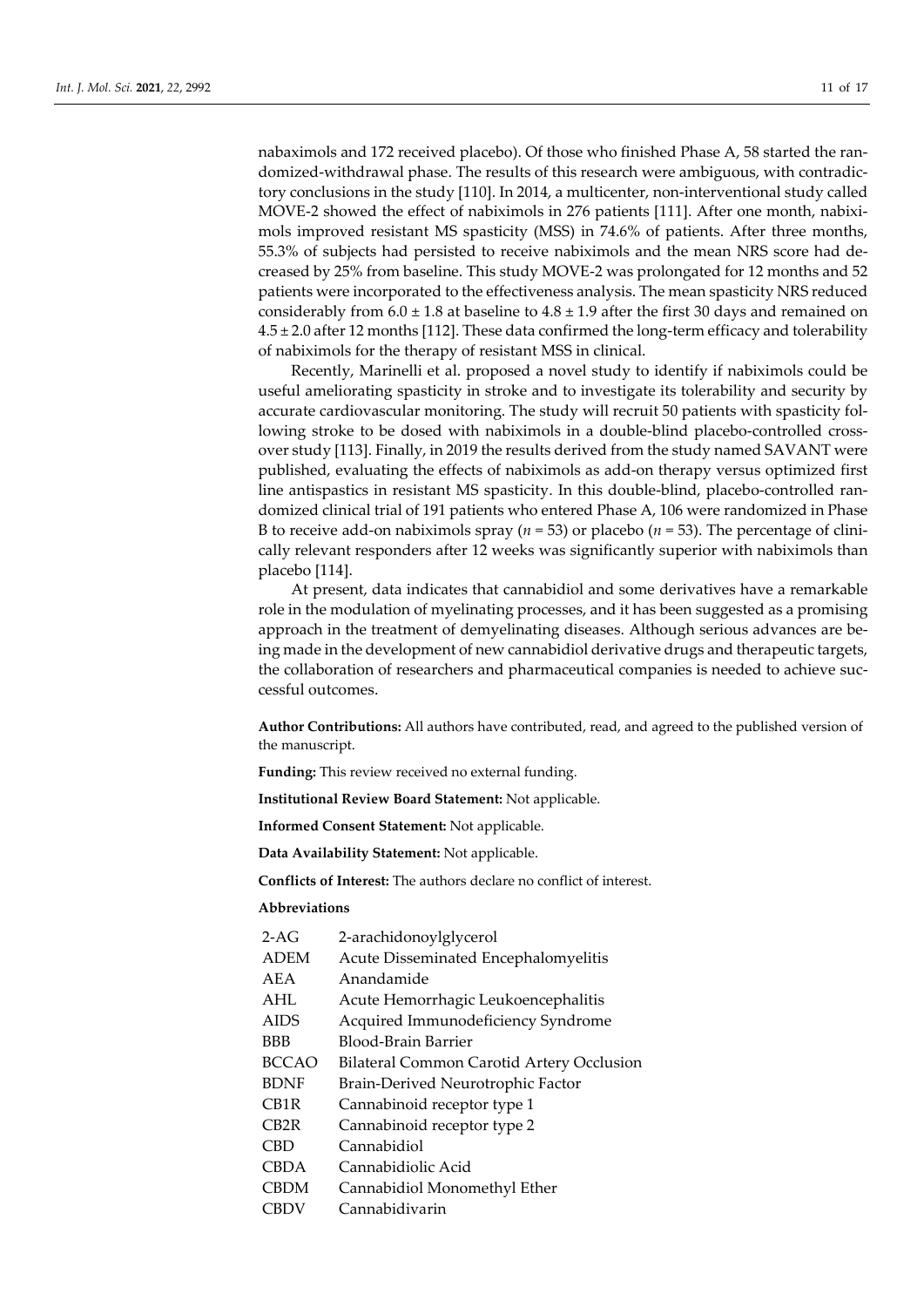nabaximols and 172 received placebo). Of those who finished Phase A, 58 started the randomized-withdrawal phase. The results of this research were ambiguous, with contradictory conclusions in the study [110]. In 2014, a multicenter, non-interventional study called MOVE-2 showed the effect of nabiximols in 276 patients [111]. After one month, nabiximols improved resistant MS spasticity (MSS) in 74.6% of patients. After three months, 55.3% of subjects had persisted to receive nabiximols and the mean NRS score had decreased by 25% from baseline. This study MOVE-2 was prolongated for 12 months and 52 patients were incorporated to the effectiveness analysis. The mean spasticity NRS reduced considerably from $6.0 \pm 1.8$ at baseline to $4.8 \pm 1.9$ after the first 30 days and remained on $4.5 \pm 2.0$ after 12 months [112]. These data confirmed the long-term efficacy and tolerability of nabiximols for the therapy of resistant MSS in clinical.

Recently, Marinelli et al. proposed a novel study to identify if nabiximols could be useful ameliorating spasticity in stroke and to investigate its tolerability and security by accurate cardiovascular monitoring. The study will recruit 50 patients with spasticity following stroke to be dosed with nabiximols in a double-blind placebo-controlled crossover study [113]. Finally, in 2019 the results derived from the study named SAVANT were published, evaluating the effects of nabiximols as add-on therapy versus optimized first line antispastics in resistant MS spasticity. In this double-blind, placebo-controlled randomized clinical trial of 191 patients who entered Phase A, 106 were randomized in Phase B to receive add-on nabiximols spray ($n = 53$) or placebo ($n = 53$). The percentage of clinically relevant responders after 12 weeks was significantly superior with nabiximols than placebo [114].

At present, data indicates that cannabidiol and some derivatives have a remarkable role in the modulation of myelinating processes, and it has been suggested as a promising approach in the treatment of demyelinating diseases. Although serious advances are being made in the development of new cannabidiol derivative drugs and therapeutic targets, the collaboration of researchers and pharmaceutical companies is needed to achieve successful outcomes.

**Author Contributions:** All authors have contributed, read, and agreed to the published version of the manuscript.

**Funding:** This review received no external funding.

**Institutional Review Board Statement:** Not applicable.

**Informed Consent Statement:** Not applicable.

**Data Availability Statement:** Not applicable.

**Conflicts of Interest:** The authors declare no conflict of interest.

**Abbreviations**

| | |
|---|---|
| 2-AG | 2-arachidonoylglycerol |
| ADEM | Acute Disseminated Encephalomyelitis |
| AEA | Anandamide |
| AHL | Acute Hemorrhagic Leukoencephalitis |
| AIDS | Acquired Immunodeficiency Syndrome |
| BBB | Blood-Brain Barrier |
| BCCAO | Bilateral Common Carotid Artery Occlusion |
| BDNF | Brain-Derived Neurotrophic Factor |
| CB1R | Cannabinoid receptor type 1 |
| CB2R | Cannabinoid receptor type 2 |
| CBD | Cannabidiol |
| CBDA | Cannabidiolic Acid |
| CBDM | Cannabidiol Monomethyl Ether |
| CBDV | Cannabidivarin |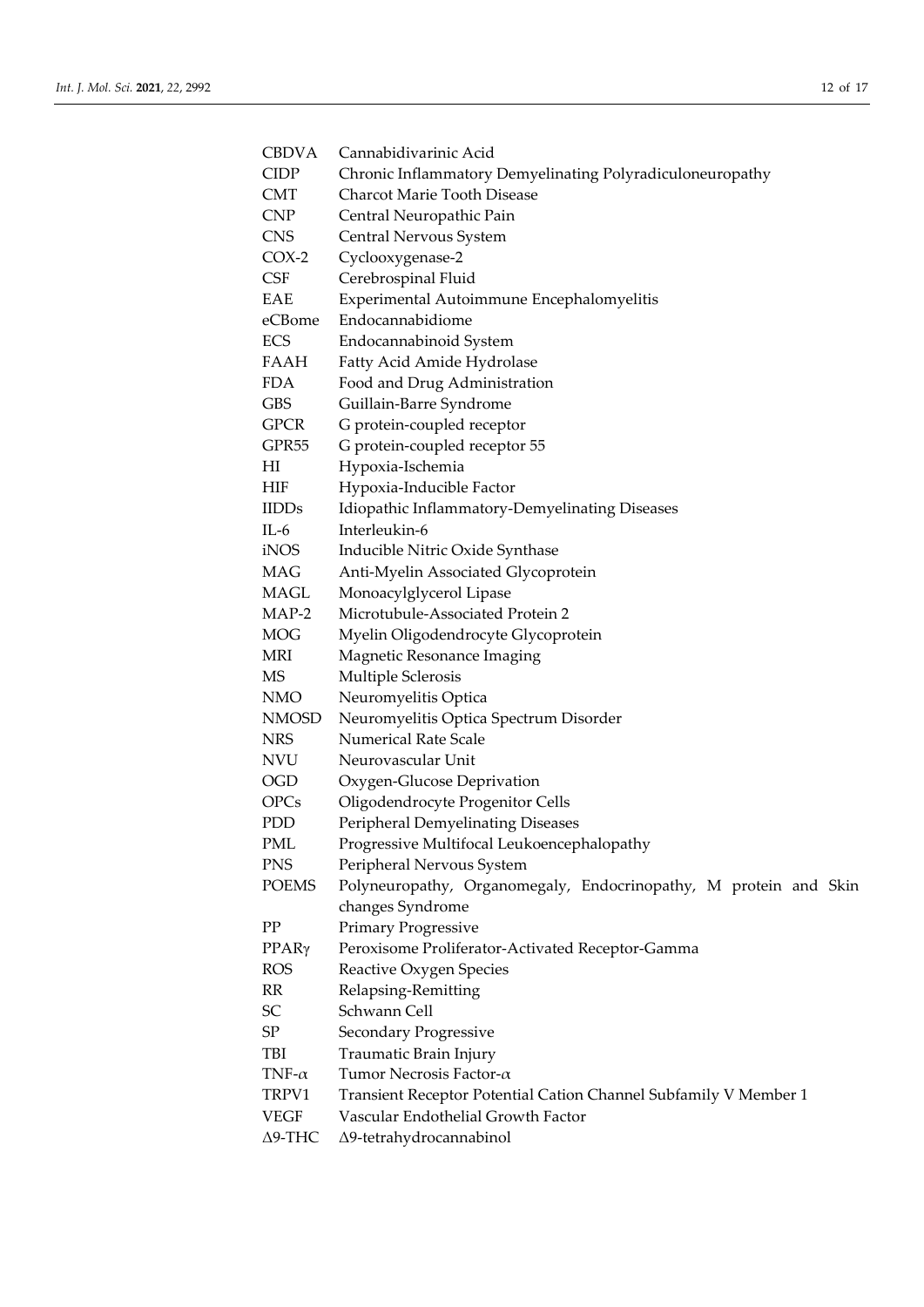| | |
|---|---|
| CBDVA | Cannabidivarinic Acid |
| CIDP | Chronic Inflammatory Demyelinating Polyradiculoneuropathy |
| CMT | Charcot Marie Tooth Disease |
| CNP | Central Neuropathic Pain |
| CNS | Central Nervous System |
| COX-2 | Cyclooxygenase-2 |
| CSF | Cerebrospinal Fluid |
| EAE | Experimental Autoimmune Encephalomyelitis |
| eCBome | Endocannabidiome |
| ECS | Endocannabinoid System |
| FAAH | Fatty Acid Amide Hydrolase |
| FDA | Food and Drug Administration |
| GBS | Guillain-Barre Syndrome |
| GPCR | G protein-coupled receptor |
| GPR55 | G protein-coupled receptor 55 |
| HI | Hypoxia-Ischemia |
| HIF | Hypoxia-Inducible Factor |
| IIDDs | Idiopathic Inflammatory-Demyelinating Diseases |
| IL-6 | Interleukin-6 |
| iNOS | Inducible Nitric Oxide Synthase |
| MAG | Anti-Myelin Associated Glycoprotein |
| MAGL | Monoacylglycerol Lipase |
| MAP-2 | Microtubule-Associated Protein 2 |
| MOG | Myelin Oligodendrocyte Glycoprotein |
| MRI | Magnetic Resonance Imaging |
| MS | Multiple Sclerosis |
| NMO | Neuromyelitis Optica |
| NMOSD | Neuromyelitis Optica Spectrum Disorder |
| NRS | Numerical Rate Scale |
| NVU | Neurovascular Unit |
| OGD | Oxygen-Glucose Deprivation |
| OPCs | Oligodendrocyte Progenitor Cells |
| PDD | Peripheral Demyelinating Diseases |
| PML | Progressive Multifocal Leukoencephalopathy |
| PNS | Peripheral Nervous System |
| POEMS | Polyneuropathy, Organomegaly, Endocrinopathy, M protein and Skin changes Syndrome |
| PP | Primary Progressive |
| PPARγ | Peroxisome Proliferator-Activated Receptor-Gamma |
| ROS | Reactive Oxygen Species |
| RR | Relapsing-Remitting |
| SC | Schwann Cell |
| SP | Secondary Progressive |
| TBI | Traumatic Brain Injury |
| TNF-α | Tumor Necrosis Factor-α |
| TRPV1 | Transient Receptor Potential Cation Channel Subfamily V Member 1 |
| VEGF | Vascular Endothelial Growth Factor |
| Δ9-THC | Δ9-tetrahydrocannabinol |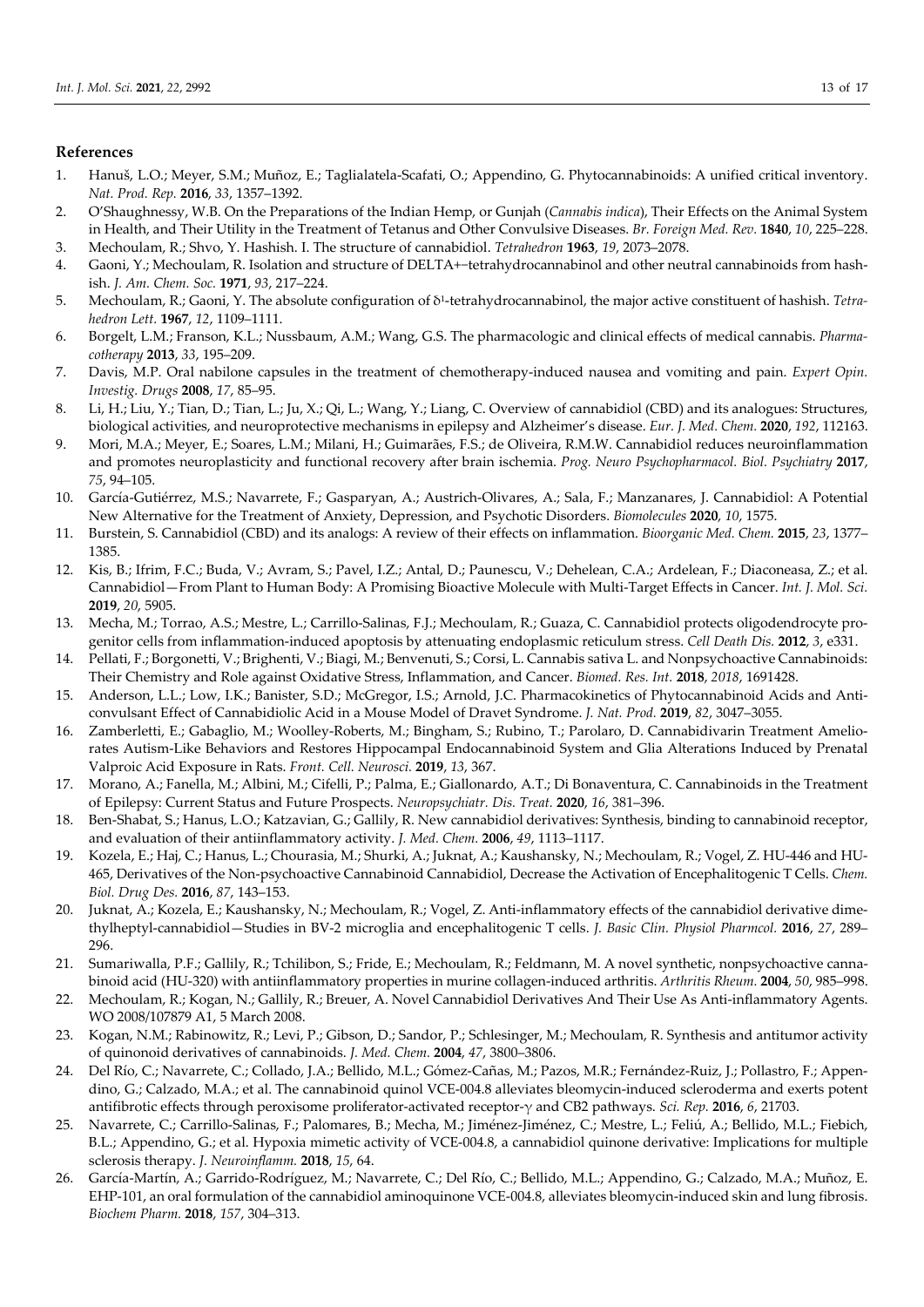## References

1. Hanuš, L.O.; Meyer, S.M.; Muñoz, E.; Taglialatela-Scafati, O.; Appendino, G. Phytocannabinoids: A unified critical inventory. *Nat. Prod. Rep.* **2016**, *33*, 1357–1392.
2. O'Shaughnessy, W.B. On the Preparations of the Indian Hemp, or Gunjah (*Cannabis indica*), Their Effects on the Animal System in Health, and Their Utility in the Treatment of Tetanus and Other Convulsive Diseases. *Br. Foreign Med. Rev.* **1840**, *10*, 225–228.
3. Mechoulam, R.; Shvo, Y. Hashish. I. The structure of cannabidiol. *Tetrahedron* **1963**, *19*, 2073–2078.
4. Gaoni, Y.; Mechoulam, R. Isolation and structure of DELTA+-tetrahydrocannabinol and other neutral cannabinoids from hashish. *J. Am. Chem. Soc.* **1971**, *93*, 217–224.
5. Mechoulam, R.; Gaoni, Y. The absolute configuration of $\delta^1$-tetrahydrocannabinol, the major active constituent of hashish. *Tetrahedron Lett.* **1967**, *12*, 1109–1111.
6. Borgelt, L.M.; Franson, K.L.; Nussbaum, A.M.; Wang, G.S. The pharmacologic and clinical effects of medical cannabis. *Pharmacotherapy* **2013**, *33*, 195–209.
7. Davis, M.P. Oral nabilone capsules in the treatment of chemotherapy-induced nausea and vomiting and pain. *Expert Opin. Investig. Drugs* **2008**, *17*, 85–95.
8. Li, H.; Liu, Y.; Tian, D.; Tian, L.; Ju, X.; Qi, L.; Wang, Y.; Liang, C. Overview of cannabidiol (CBD) and its analogues: Structures, biological activities, and neuroprotective mechanisms in epilepsy and Alzheimer's disease. *Eur. J. Med. Chem.* **2020**, *192*, 112163.
9. Mori, M.A.; Meyer, E.; Soares, L.M.; Milani, H.; Guimarães, F.S.; de Oliveira, R.M.W. Cannabidiol reduces neuroinflammation and promotes neuroplasticity and functional recovery after brain ischemia. *Prog. Neuro Psychopharmacol. Biol. Psychiatry* **2017**, *75*, 94–105.
10. García-Gutiérrez, M.S.; Navarrete, F.; Gasparyan, A.; Austrich-Olivares, A.; Sala, F.; Manzanares, J. Cannabidiol: A Potential New Alternative for the Treatment of Anxiety, Depression, and Psychotic Disorders. *Biomolecules* **2020**, *10*, 1575.
11. Burstein, S. Cannabidiol (CBD) and its analogs: A review of their effects on inflammation. *Bioorganic Med. Chem.* **2015**, *23*, 1377–1385.
12. Kis, B.; Ifrim, F.C.; Buda, V.; Avram, S.; Pavel, I.Z.; Antal, D.; Paunescu, V.; Dehelean, C.A.; Ardelean, F.; Diaconeasa, Z.; et al. Cannabidiol—From Plant to Human Body: A Promising Bioactive Molecule with Multi-Target Effects in Cancer. *Int. J. Mol. Sci.* **2019**, *20*, 5905.
13. Mecha, M.; Torrao, A.S.; Mestre, L.; Carrillo-Salinas, F.J.; Mechoulam, R.; Guaza, C. Cannabidiol protects oligodendrocyte progenitor cells from inflammation-induced apoptosis by attenuating endoplasmic reticulum stress. *Cell Death Dis.* **2012**, *3*, e331.
14. Pellati, F.; Borgonetti, V.; Brighenti, V.; Biagi, M.; Benvenuti, S.; Corsi, L. Cannabis sativa L. and Nonpsychoactive Cannabinoids: Their Chemistry and Role against Oxidative Stress, Inflammation, and Cancer. *Biomed. Res. Int.* **2018**, *2018*, 1691428.
15. Anderson, L.L.; Low, I.K.; Banister, S.D.; McGregor, I.S.; Arnold, J.C. Pharmacokinetics of Phytocannabinoid Acids and Anticonvulsant Effect of Cannabidiolic Acid in a Mouse Model of Dravet Syndrome. *J. Nat. Prod.* **2019**, *82*, 3047–3055.
16. Zamberletti, E.; Gabaglio, M.; Woolley-Roberts, M.; Bingham, S.; Rubino, T.; Parolaro, D. Cannabidivarin Treatment Ameliorates Autism-Like Behaviors and Restores Hippocampal Endocannabinoid System and Glia Alterations Induced by Prenatal Valproic Acid Exposure in Rats. *Front. Cell. Neurosci.* **2019**, *13*, 367.
17. Morano, A.; Fanella, M.; Albini, M.; Cifelli, P.; Palma, E.; Giallonardo, A.T.; Di Bonaventura, C. Cannabinoids in the Treatment of Epilepsy: Current Status and Future Prospects. *Neuropsychiatr. Dis. Treat.* **2020**, *16*, 381–396.
18. Ben-Shabat, S.; Hanus, L.O.; Katzavian, G.; Gallily, R. New cannabidiol derivatives: Synthesis, binding to cannabinoid receptor, and evaluation of their antiinflammatory activity. *J. Med. Chem.* **2006**, *49*, 1113–1117.
19. Kozela, E.; Haj, C.; Hanus, L.; Chourasia, M.; Shurki, A.; Juknat, A.; Kaushansky, N.; Mechoulam, R.; Vogel, Z. HU-446 and HU-465, Derivatives of the Non-psychoactive Cannabinoid Cannabidiol, Decrease the Activation of Encephalitogenic T Cells. *Chem. Biol. Drug Des.* **2016**, *87*, 143–153.
20. Juknat, A.; Kozela, E.; Kaushansky, N.; Mechoulam, R.; Vogel, Z. Anti-inflammatory effects of the cannabidiol derivative dimethylheptyl-cannabidiol—Studies in BV-2 microglia and encephalitogenic T cells. *J. Basic Clin. Physiol Pharmcol.* **2016**, *27*, 289–296.
21. Sumariwalla, P.F.; Gallily, R.; Tchilibon, S.; Fride, E.; Mechoulam, R.; Feldmann, M. A novel synthetic, nonpsychoactive cannabinoid acid (HU-320) with antiinflammatory properties in murine collagen-induced arthritis. *Arthritis Rheum.* **2004**, *50*, 985–998.
22. Mechoulam, R.; Kogan, N.; Gallily, R.; Breuer, A. Novel Cannabidiol Derivatives And Their Use As Anti-inflammatory Agents. WO 2008/107879 A1, 5 March 2008.
23. Kogan, N.M.; Rabinowitz, R.; Levi, P.; Gibson, D.; Sandor, P.; Schlesinger, M.; Mechoulam, R. Synthesis and antitumor activity of quinonoid derivatives of cannabinoids. *J. Med. Chem.* **2004**, *47*, 3800–3806.
24. Del Río, C.; Navarrete, C.; Collado, J.A.; Bellido, M.L.; Gómez-Cañas, M.; Pazos, M.R.; Fernández-Ruiz, J.; Pollastro, F.; Appendino, G.; Calzado, M.A.; et al. The cannabinoid quinol VCE-004.8 alleviates bleomycin-induced scleroderma and exerts potent antifibrotic effects through peroxisome proliferator-activated receptor-$\gamma$ and CB2 pathways. *Sci. Rep.* **2016**, *6*, 21703.
25. Navarrete, C.; Carrillo-Salinas, F.; Palomares, B.; Mecha, M.; Jiménez-Jiménez, C.; Mestre, L.; Feliú, A.; Bellido, M.L.; Fiebich, B.L.; Appendino, G.; et al. Hypoxia mimetic activity of VCE-004.8, a cannabidiol quinone derivative: Implications for multiple sclerosis therapy. *J. Neuroinflamm.* **2018**, *15*, 64.
26. García-Martín, A.; Garrido-Rodríguez, M.; Navarrete, C.; Del Río, C.; Bellido, M.L.; Appendino, G.; Calzado, M.A.; Muñoz, E. EHP-101, an oral formulation of the cannabidiol aminoquinone VCE-004.8, alleviates bleomycin-induced skin and lung fibrosis. *Biochem Pharm.* **2018**, *157*, 304–313.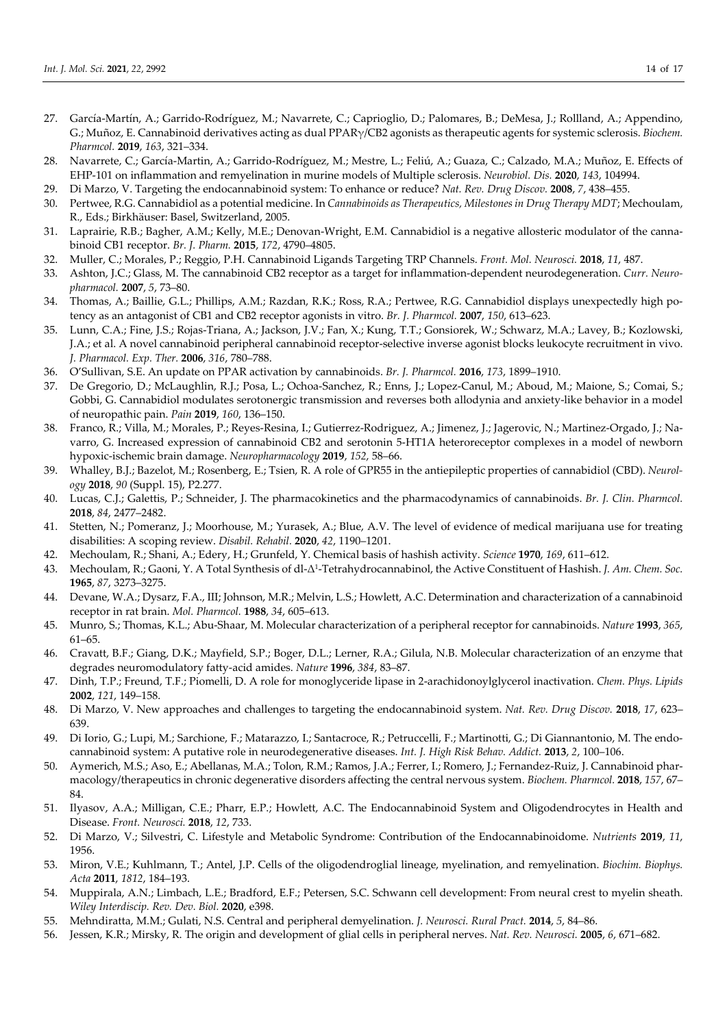27. García-Martín, A.; Garrido-Rodríguez, M.; Navarrete, C.; Caprioglio, D.; Palomares, B.; DeMesa, J.; Rollland, A.; Appendino, G.; Muñoz, E. Cannabinoid derivatives acting as dual PPARγ/CB2 agonists as therapeutic agents for systemic sclerosis. *Biochem. Pharmcol.* **2019**, *163*, 321–334.
28. Navarrete, C.; García-Martin, A.; Garrido-Rodríguez, M.; Mestre, L.; Feliú, A.; Guaza, C.; Calzado, M.A.; Muñoz, E. Effects of EHP-101 on inflammation and remyelination in murine models of Multiple sclerosis. *Neurobiol. Dis.* **2020**, *143*, 104994.
29. Di Marzo, V. Targeting the endocannabinoid system: To enhance or reduce? *Nat. Rev. Drug Discov.* **2008**, *7*, 438–455.
30. Pertwee, R.G. Cannabidiol as a potential medicine. In *Cannabinoids as Therapeutics, Milestones in Drug Therapy MDT*; Mechoulam, R., Eds.; Birkhäuser: Basel, Switzerland, 2005.
31. Laprairie, R.B.; Bagher, A.M.; Kelly, M.E.; Denovan-Wright, E.M. Cannabidiol is a negative allosteric modulator of the cannabinoid CB1 receptor. *Br. J. Pharm.* **2015**, *172*, 4790–4805.
32. Muller, C.; Morales, P.; Reggio, P.H. Cannabinoid Ligands Targeting TRP Channels. *Front. Mol. Neurosci.* **2018**, *11*, 487.
33. Ashton, J.C.; Glass, M. The cannabinoid CB2 receptor as a target for inflammation-dependent neurodegeneration. *Curr. Neuropharmacol.* **2007**, *5*, 73–80.
34. Thomas, A.; Baillie, G.L.; Phillips, A.M.; Razdan, R.K.; Ross, R.A.; Pertwee, R.G. Cannabidiol displays unexpectedly high potency as an antagonist of CB1 and CB2 receptor agonists in vitro. *Br. J. Pharmcol.* **2007**, *150*, 613–623.
35. Lunn, C.A.; Fine, J.S.; Rojas-Triana, A.; Jackson, J.V.; Fan, X.; Kung, T.T.; Gonsiorek, W.; Schwarz, M.A.; Lavey, B.; Kozlowski, J.A.; et al. A novel cannabinoid peripheral cannabinoid receptor-selective inverse agonist blocks leukocyte recruitment in vivo. *J. Pharmacol. Exp. Ther.* **2006**, *316*, 780–788.
36. O'Sullivan, S.E. An update on PPAR activation by cannabinoids. *Br. J. Pharmcol.* **2016**, *173*, 1899–1910.
37. De Gregorio, D.; McLaughlin, R.J.; Posa, L.; Ochoa-Sanchez, R.; Enns, J.; Lopez-Canul, M.; Aboud, M.; Maione, S.; Comai, S.; Gobbi, G. Cannabidiol modulates serotonergic transmission and reverses both allodynia and anxiety-like behavior in a model of neuropathic pain. *Pain* **2019**, *160*, 136–150.
38. Franco, R.; Villa, M.; Morales, P.; Reyes-Resina, I.; Gutierrez-Rodriguez, A.; Jimenez, J.; Jagerovic, N.; Martinez-Orgado, J.; Navarro, G. Increased expression of cannabinoid CB2 and serotonin 5-HT1A heteroreceptor complexes in a model of newborn hypoxic-ischemic brain damage. *Neuropharmacology* **2019**, *152*, 58–66.
39. Whalley, B.J.; Bazelot, M.; Rosenberg, E.; Tsien, R. A role of GPR55 in the antiepileptic properties of cannabidiol (CBD). *Neurology* **2018**, *90* (Suppl. 15), P2.277.
40. Lucas, C.J.; Galettis, P.; Schneider, J. The pharmacokinetics and the pharmacodynamics of cannabinoids. *Br. J. Clin. Pharmcol.* **2018**, *84*, 2477–2482.
41. Stetten, N.; Pomeranz, J.; Moorhouse, M.; Yurasek, A.; Blue, A.V. The level of evidence of medical marijuana use for treating disabilities: A scoping review. *Disabil. Rehabil.* **2020**, *42*, 1190–1201.
42. Mechoulam, R.; Shani, A.; Edery, H.; Grunfeld, Y. Chemical basis of hashish activity. *Science* **1970**, *169*, 611–612.
43. Mechoulam, R.; Gaoni, Y. A Total Synthesis of dl-$\Delta^1$-Tetrahydrocannabinol, the Active Constituent of Hashish. *J. Am. Chem. Soc.* **1965**, *87*, 3273–3275.
44. Devane, W.A.; Dysarz, F.A., III; Johnson, M.R.; Melvin, L.S.; Howlett, A.C. Determination and characterization of a cannabinoid receptor in rat brain. *Mol. Pharmcol.* **1988**, *34*, 605–613.
45. Munro, S.; Thomas, K.L.; Abu-Shaar, M. Molecular characterization of a peripheral receptor for cannabinoids. *Nature* **1993**, *365*, 61–65.
46. Cravatt, B.F.; Giang, D.K.; Mayfield, S.P.; Boger, D.L.; Lerner, R.A.; Gilula, N.B. Molecular characterization of an enzyme that degrades neuromodulatory fatty-acid amides. *Nature* **1996**, *384*, 83–87.
47. Dinh, T.P.; Freund, T.F.; Piomelli, D. A role for monoglyceride lipase in 2-arachidonoylglycerol inactivation. *Chem. Phys. Lipids* **2002**, *121*, 149–158.
48. Di Marzo, V. New approaches and challenges to targeting the endocannabinoid system. *Nat. Rev. Drug Discov.* **2018**, *17*, 623–639.
49. Di Iorio, G.; Lupi, M.; Sarchione, F.; Matarazzo, I.; Santacroce, R.; Petruccelli, F.; Martinotti, G.; Di Giannantonio, M. The endocannabinoid system: A putative role in neurodegenerative diseases. *Int. J. High Risk Behav. Addict.* **2013**, *2*, 100–106.
50. Aymerich, M.S.; Aso, E.; Abellanas, M.A.; Tolon, R.M.; Ramos, J.A.; Ferrer, I.; Romero, J.; Fernandez-Ruiz, J. Cannabinoid pharmacology/therapeutics in chronic degenerative disorders affecting the central nervous system. *Biochem. Pharmcol.* **2018**, *157*, 67–84.
51. Ilyasov, A.A.; Milligan, C.E.; Pharr, E.P.; Howlett, A.C. The Endocannabinoid System and Oligodendrocytes in Health and Disease. *Front. Neurosci.* **2018**, *12*, 733.
52. Di Marzo, V.; Silvestri, C. Lifestyle and Metabolic Syndrome: Contribution of the Endocannabinoidome. *Nutrients* **2019**, *11*, 1956.
53. Miron, V.E.; Kuhlmann, T.; Antel, J.P. Cells of the oligodendroglial lineage, myelination, and remyelination. *Biochim. Biophys. Acta* **2011**, *1812*, 184–193.
54. Muppirala, A.N.; Limbach, L.E.; Bradford, E.F.; Petersen, S.C. Schwann cell development: From neural crest to myelin sheath. *Wiley Interdiscip. Rev. Dev. Biol.* **2020**, e398.
55. Mehndiratta, M.M.; Gulati, N.S. Central and peripheral demyelination. *J. Neurosci. Rural Pract.* **2014**, *5*, 84–86.
56. Jessen, K.R.; Mirsky, R. The origin and development of glial cells in peripheral nerves. *Nat. Rev. Neurosci.* **2005**, *6*, 671–682.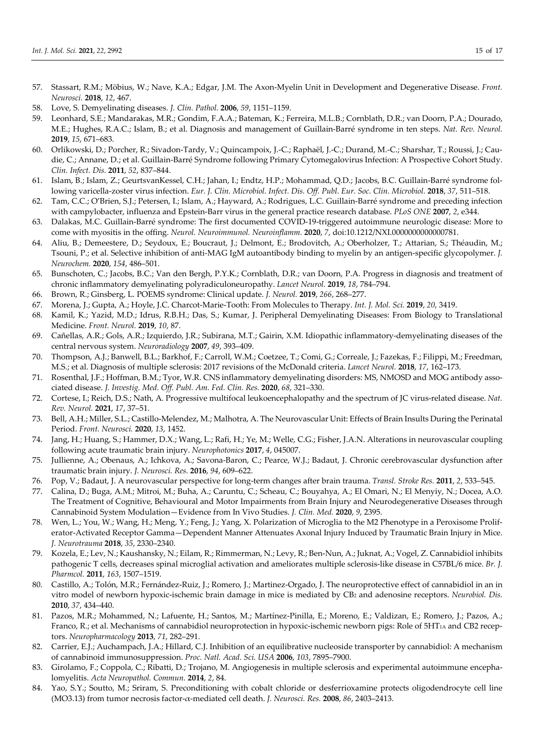57. Stassart, R.M.; Möbius, W.; Nave, K.A.; Edgar, J.M. The Axon-Myelin Unit in Development and Degenerative Disease. *Front. Neurosci.* **2018**, *12*, 467.
58. Love, S. Demyelinating diseases. *J. Clin. Pathol.* **2006**, *59*, 1151–1159.
59. Leonhard, S.E.; Mandarakas, M.R.; Gondim, F.A.A.; Bateman, K.; Ferreira, M.L.B.; Cornblath, D.R.; van Doorn, P.A.; Dourado, M.E.; Hughes, R.A.C.; Islam, B.; et al. Diagnosis and management of Guillain-Barré syndrome in ten steps. *Nat. Rev. Neurol.* **2019**, *15*, 671–683.
60. Orlikowski, D.; Porcher, R.; Sivadon-Tardy, V.; Quincampoix, J.-C.; Raphaël, J.-C.; Durand, M.-C.; Sharshar, T.; Roussi, J.; Caudie, C.; Annane, D.; et al. Guillain-Barré Syndrome following Primary Cytomegalovirus Infection: A Prospective Cohort Study. *Clin. Infect. Dis.* **2011**, *52*, 837–844.
61. Islam, B.; Islam, Z.; GeurtsvanKessel, C.H.; Jahan, I.; Endtz, H.P.; Mohammad, Q.D.; Jacobs, B.C. Guillain-Barré syndrome following varicella-zoster virus infection. *Eur. J. Clin. Microbiol. Infect. Dis. Off. Publ. Eur. Soc. Clin. Microbiol.* **2018**, *37*, 511–518.
62. Tam, C.C.; O'Brien, S.J.; Petersen, I.; Islam, A.; Hayward, A.; Rodrigues, L.C. Guillain-Barré syndrome and preceding infection with campylobacter, influenza and Epstein-Barr virus in the general practice research database. *PLoS ONE* **2007**, *2*, e344.
63. Dalakas, M.C. Guillain-Barré syndrome: The first documented COVID-19-triggered autoimmune neurologic disease: More to come with myositis in the offing. *Neurol. Neuroimmunol. Neuroinflamm.* **2020**, *7*, doi:10.1212/NXI.0000000000000781.
64. Aliu, B.; Demeestere, D.; Seydoux, E.; Boucraut, J.; Delmont, E.; Brodovitch, A.; Oberholzer, T.; Attarian, S.; Théaudin, M.; Tsouni, P.; et al. Selective inhibition of anti-MAG IgM autoantibody binding to myelin by an antigen-specific glycopolymer. *J. Neurochem.* **2020**, *154*, 486–501.
65. Bunschoten, C.; Jacobs, B.C.; Van den Bergh, P.Y.K.; Cornblath, D.R.; van Doorn, P.A. Progress in diagnosis and treatment of chronic inflammatory demyelinating polyradiculoneuropathy. *Lancet Neurol.* **2019**, *18*, 784–794.
66. Brown, R.; Ginsberg, L. POEMS syndrome: Clinical update. *J. Neurol.* **2019**, *266*, 268–277.
67. Morena, J.; Gupta, A.; Hoyle, J.C. Charcot-Marie-Tooth: From Molecules to Therapy. *Int. J. Mol. Sci.* **2019**, *20*, 3419.
68. Kamil, K.; Yazid, M.D.; Idrus, R.B.H.; Das, S.; Kumar, J. Peripheral Demyelinating Diseases: From Biology to Translational Medicine. *Front. Neurol.* **2019**, *10*, 87.
69. Cañellas, A.R.; Gols, A.R.; Izquierdo, J.R.; Subirana, M.T.; Gairin, X.M. Idiopathic inflammatory-demyelinating diseases of the central nervous system. *Neuroradiology* **2007**, *49*, 393–409.
70. Thompson, A.J.; Banwell, B.L.; Barkhof, F.; Carroll, W.M.; Coetzee, T.; Comi, G.; Correale, J.; Fazekas, F.; Filippi, M.; Freedman, M.S.; et al. Diagnosis of multiple sclerosis: 2017 revisions of the McDonald criteria. *Lancet Neurol.* **2018**, *17*, 162–173.
71. Rosenthal, J.F.; Hoffman, B.M.; Tyor, W.R. CNS inflammatory demyelinating disorders: MS, NMOSD and MOG antibody associated disease. *J. Investig. Med. Off. Publ. Am. Fed. Clin. Res.* **2020**, *68*, 321–330.
72. Cortese, I.; Reich, D.S.; Nath, A. Progressive multifocal leukoencephalopathy and the spectrum of JC virus-related disease. *Nat. Rev. Neurol.* **2021**, *17*, 37–51.
73. Bell, A.H.; Miller, S.L.; Castillo-Melendez, M.; Malhotra, A. The Neurovascular Unit: Effects of Brain Insults During the Perinatal Period. *Front. Neurosci.* **2020**, *13*, 1452.
74. Jang, H.; Huang, S.; Hammer, D.X.; Wang, L.; Rafi, H.; Ye, M.; Welle, C.G.; Fisher, J.A.N. Alterations in neurovascular coupling following acute traumatic brain injury. *Neurophotonics* **2017**, *4*, 045007.
75. Jullienne, A.; Obenaus, A.; Ichkova, A.; Savona-Baron, C.; Pearce, W.J.; Badaut, J. Chronic cerebrovascular dysfunction after traumatic brain injury. *J. Neurosci. Res.* **2016**, *94*, 609–622.
76. Pop, V.; Badaut, J. A neurovascular perspective for long-term changes after brain trauma. *Transl. Stroke Res.* **2011**, *2*, 533–545.
77. Calina, D.; Buga, A.M.; Mitroi, M.; Buha, A.; Caruntu, C.; Scheau, C.; Bouyahya, A.; El Omari, N.; El Menyiy, N.; Docea, A.O. The Treatment of Cognitive, Behavioural and Motor Impairments from Brain Injury and Neurodegenerative Diseases through Cannabinoid System Modulation—Evidence from In Vivo Studies. *J. Clin. Med.* **2020**, *9*, 2395.
78. Wen, L.; You, W.; Wang, H.; Meng, Y.; Feng, J.; Yang, X. Polarization of Microglia to the M2 Phenotype in a Peroxisome Proliferator-Activated Receptor Gamma—Dependent Manner Attenuates Axonal Injury Induced by Traumatic Brain Injury in Mice. *J. Neurotrauma* **2018**, *35*, 2330–2340.
79. Kozela, E.; Lev, N.; Kaushansky, N.; Eilam, R.; Rimmerman, N.; Levy, R.; Ben-Nun, A.; Juknat, A.; Vogel, Z. Cannabidiol inhibits pathogenic T cells, decreases spinal microglial activation and ameliorates multiple sclerosis-like disease in C57BL/6 mice. *Br. J. Pharmcol.* **2011**, *163*, 1507–1519.
80. Castillo, A.; Tolón, M.R.; Fernández-Ruiz, J.; Romero, J.; Martinez-Orgado, J. The neuroprotective effect of cannabidiol in an in vitro model of newborn hypoxic-ischemic brain damage in mice is mediated by $CB_2$ and adenosine receptors. *Neurobiol. Dis.* **2010**, *37*, 434–440.
81. Pazos, M.R.; Mohammed, N.; Lafuente, H.; Santos, M.; Martínez-Pinilla, E.; Moreno, E.; Valdizan, E.; Romero, J.; Pazos, A.; Franco, R.; et al. Mechanisms of cannabidiol neuroprotection in hypoxic-ischemic newborn pigs: Role of $5HT_{1A}$ and CB2 receptors. *Neuropharmacology* **2013**, *71*, 282–291.
82. Carrier, E.J.; Auchampach, J.A.; Hillard, C.J. Inhibition of an equilibrative nucleoside transporter by cannabidiol: A mechanism of cannabinoid immunosuppression. *Proc. Natl. Acad. Sci. USA* **2006**, *103*, 7895–7900.
83. Girolamo, F.; Coppola, C.; Ribatti, D.; Trojano, M. Angiogenesis in multiple sclerosis and experimental autoimmune encephalomyelitis. *Acta Neuropathol. Commun.* **2014**, *2*, 84.
84. Yao, S.Y.; Soutto, M.; Sriram, S. Preconditioning with cobalt chloride or desferrioxamine protects oligodendrocyte cell line (MO3.13) from tumor necrosis factor-$\alpha$-mediated cell death. *J. Neurosci. Res.* **2008**, *86*, 2403–2413.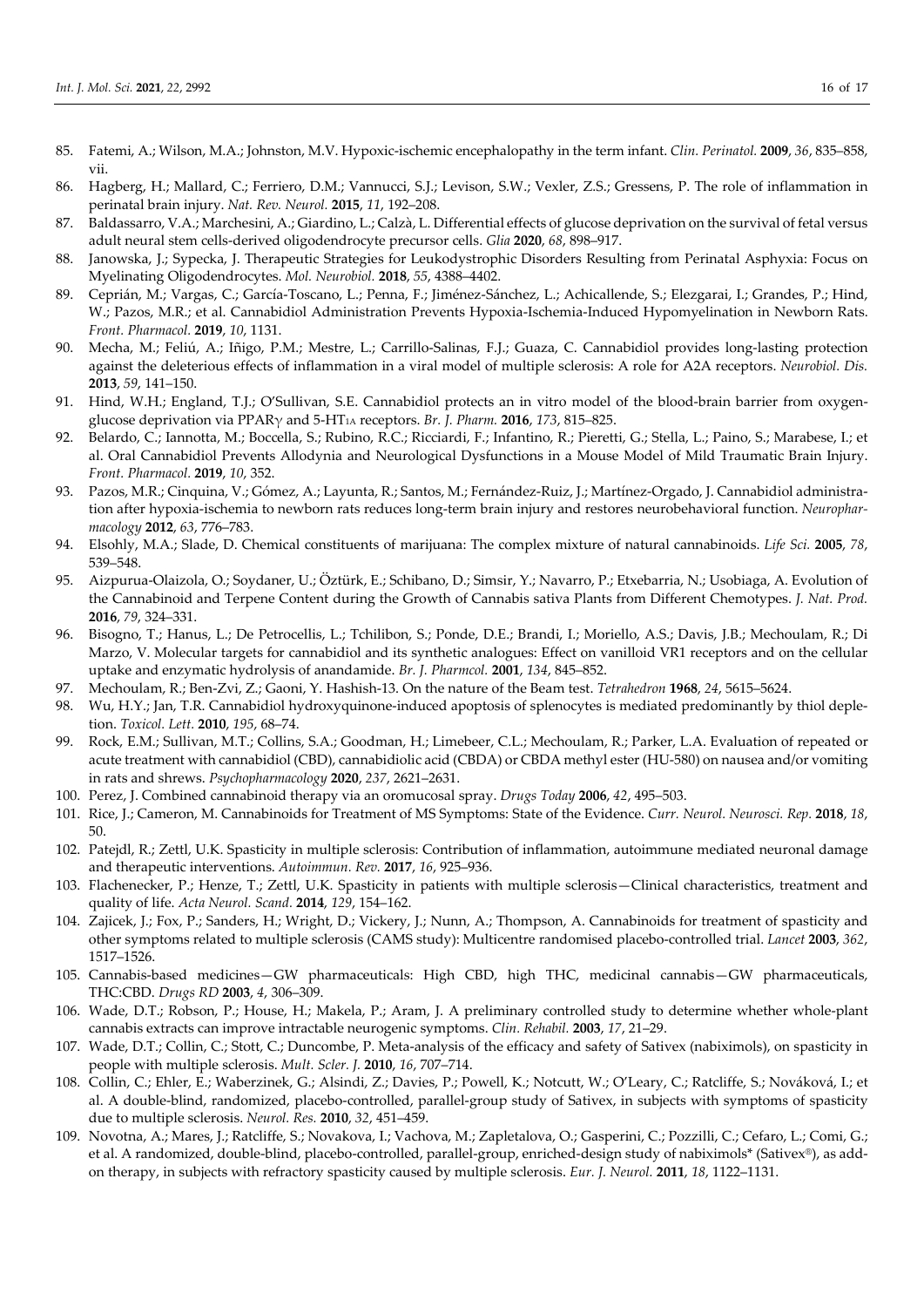85. Fatemi, A.; Wilson, M.A.; Johnston, M.V. Hypoxic-ischemic encephalopathy in the term infant. *Clin. Perinatol.* **2009**, *36*, 835–858, vii.
86. Hagberg, H.; Mallard, C.; Ferriero, D.M.; Vannucci, S.J.; Levison, S.W.; Vexler, Z.S.; Gressens, P. The role of inflammation in perinatal brain injury. *Nat. Rev. Neurol.* **2015**, *11*, 192–208.
87. Baldassarro, V.A.; Marchesini, A.; Giardino, L.; Calzà, L. Differential effects of glucose deprivation on the survival of fetal versus adult neural stem cells-derived oligodendrocyte precursor cells. *Glia* **2020**, *68*, 898–917.
88. Janowska, J.; Sypecka, J. Therapeutic Strategies for Leukodystrophic Disorders Resulting from Perinatal Asphyxia: Focus on Myelinating Oligodendrocytes. *Mol. Neurobiol.* **2018**, *55*, 4388–4402.
89. Ceprián, M.; Vargas, C.; García-Toscano, L.; Penna, F.; Jiménez-Sánchez, L.; Achicallende, S.; Elezgarai, I.; Grandes, P.; Hind, W.; Pazos, M.R.; et al. Cannabidiol Administration Prevents Hypoxia-Ischemia-Induced Hypomyelination in Newborn Rats. *Front. Pharmacol.* **2019**, *10*, 1131.
90. Mecha, M.; Feliú, A.; Iñigo, P.M.; Mestre, L.; Carrillo-Salinas, F.J.; Guaza, C. Cannabidiol provides long-lasting protection against the deleterious effects of inflammation in a viral model of multiple sclerosis: A role for A2A receptors. *Neurobiol. Dis.* **2013**, *59*, 141–150.
91. Hind, W.H.; England, T.J.; O'Sullivan, S.E. Cannabidiol protects an in vitro model of the blood-brain barrier from oxygen-glucose deprivation via PPARγ and 5-HT$_{1A}$ receptors. *Br. J. Pharm.* **2016**, *173*, 815–825.
92. Belardo, C.; Iannotta, M.; Boccella, S.; Rubino, R.C.; Ricciardi, F.; Infantino, R.; Pieretti, G.; Stella, L.; Paino, S.; Marabese, I.; et al. Oral Cannabidiol Prevents Allodynia and Neurological Dysfunctions in a Mouse Model of Mild Traumatic Brain Injury. *Front. Pharmacol.* **2019**, *10*, 352.
93. Pazos, M.R.; Cinquina, V.; Gómez, A.; Layunta, R.; Santos, M.; Fernández-Ruiz, J.; Martínez-Orgado, J. Cannabidiol administration after hypoxia-ischemia to newborn rats reduces long-term brain injury and restores neurobehavioral function. *Neuropharmacology* **2012**, *63*, 776–783.
94. Elsohly, M.A.; Slade, D. Chemical constituents of marijuana: The complex mixture of natural cannabinoids. *Life Sci.* **2005**, *78*, 539–548.
95. Aizpurua-Olaizola, O.; Soydaner, U.; Öztürk, E.; Schibano, D.; Simsir, Y.; Navarro, P.; Etxebarria, N.; Usobiaga, A. Evolution of the Cannabinoid and Terpene Content during the Growth of Cannabis sativa Plants from Different Chemotypes. *J. Nat. Prod.* **2016**, *79*, 324–331.
96. Bisogno, T.; Hanus, L.; De Petrocellis, L.; Tchilibon, S.; Ponde, D.E.; Brandi, I.; Moriello, A.S.; Davis, J.B.; Mechoulam, R.; Di Marzo, V. Molecular targets for cannabidiol and its synthetic analogues: Effect on vanilloid VR1 receptors and on the cellular uptake and enzymatic hydrolysis of anandamide. *Br. J. Pharmcol.* **2001**, *134*, 845–852.
97. Mechoulam, R.; Ben-Zvi, Z.; Gaoni, Y. Hashish-13. On the nature of the Beam test. *Tetrahedron* **1968**, *24*, 5615–5624.
98. Wu, H.Y.; Jan, T.R. Cannabidiol hydroxyquinone-induced apoptosis of splenocytes is mediated predominantly by thiol depletion. *Toxicol. Lett.* **2010**, *195*, 68–74.
99. Rock, E.M.; Sullivan, M.T.; Collins, S.A.; Goodman, H.; Limebeer, C.L.; Mechoulam, R.; Parker, L.A. Evaluation of repeated or acute treatment with cannabidiol (CBD), cannabidiolic acid (CBDA) or CBDA methyl ester (HU-580) on nausea and/or vomiting in rats and shrews. *Psychopharmacology* **2020**, *237*, 2621–2631.
100. Perez, J. Combined cannabinoid therapy via an oromucosal spray. *Drugs Today* **2006**, *42*, 495–503.
101. Rice, J.; Cameron, M. Cannabinoids for Treatment of MS Symptoms: State of the Evidence. *Curr. Neurol. Neurosci. Rep.* **2018**, *18*, 50.
102. Patejdl, R.; Zettl, U.K. Spasticity in multiple sclerosis: Contribution of inflammation, autoimmune mediated neuronal damage and therapeutic interventions. *Autoimmun. Rev.* **2017**, *16*, 925–936.
103. Flachenecker, P.; Henze, T.; Zettl, U.K. Spasticity in patients with multiple sclerosis—Clinical characteristics, treatment and quality of life. *Acta Neurol. Scand.* **2014**, *129*, 154–162.
104. Zajicek, J.; Fox, P.; Sanders, H.; Wright, D.; Vickery, J.; Nunn, A.; Thompson, A. Cannabinoids for treatment of spasticity and other symptoms related to multiple sclerosis (CAMS study): Multicentre randomised placebo-controlled trial. *Lancet* **2003**, *362*, 1517–1526.
105. Cannabis-based medicines—GW pharmaceuticals: High CBD, high THC, medicinal cannabis—GW pharmaceuticals, THC:CBD. *Drugs RD* **2003**, *4*, 306–309.
106. Wade, D.T.; Robson, P.; House, H.; Makela, P.; Aram, J. A preliminary controlled study to determine whether whole-plant cannabis extracts can improve intractable neurogenic symptoms. *Clin. Rehabil.* **2003**, *17*, 21–29.
107. Wade, D.T.; Collin, C.; Stott, C.; Duncombe, P. Meta-analysis of the efficacy and safety of Sativex (nabiximols), on spasticity in people with multiple sclerosis. *Mult. Scler. J.* **2010**, *16*, 707–714.
108. Collin, C.; Ehler, E.; Waberzinek, G.; Alsindi, Z.; Davies, P.; Powell, K.; Notcutt, W.; O'Leary, C.; Ratcliffe, S.; Nováková, I.; et al. A double-blind, randomized, placebo-controlled, parallel-group study of Sativex, in subjects with symptoms of spasticity due to multiple sclerosis. *Neurol. Res.* **2010**, *32*, 451–459.
109. Novotna, A.; Mares, J.; Ratcliffe, S.; Novakova, I.; Vachova, M.; Zapletalova, O.; Gasperini, C.; Pozzilli, C.; Cefaro, L.; Comi, G.; et al. A randomized, double-blind, placebo-controlled, parallel-group, enriched-design study of nabiximols* (Sativex®), as add-on therapy, in subjects with refractory spasticity caused by multiple sclerosis. *Eur. J. Neurol.* **2011**, *18*, 1122–1131.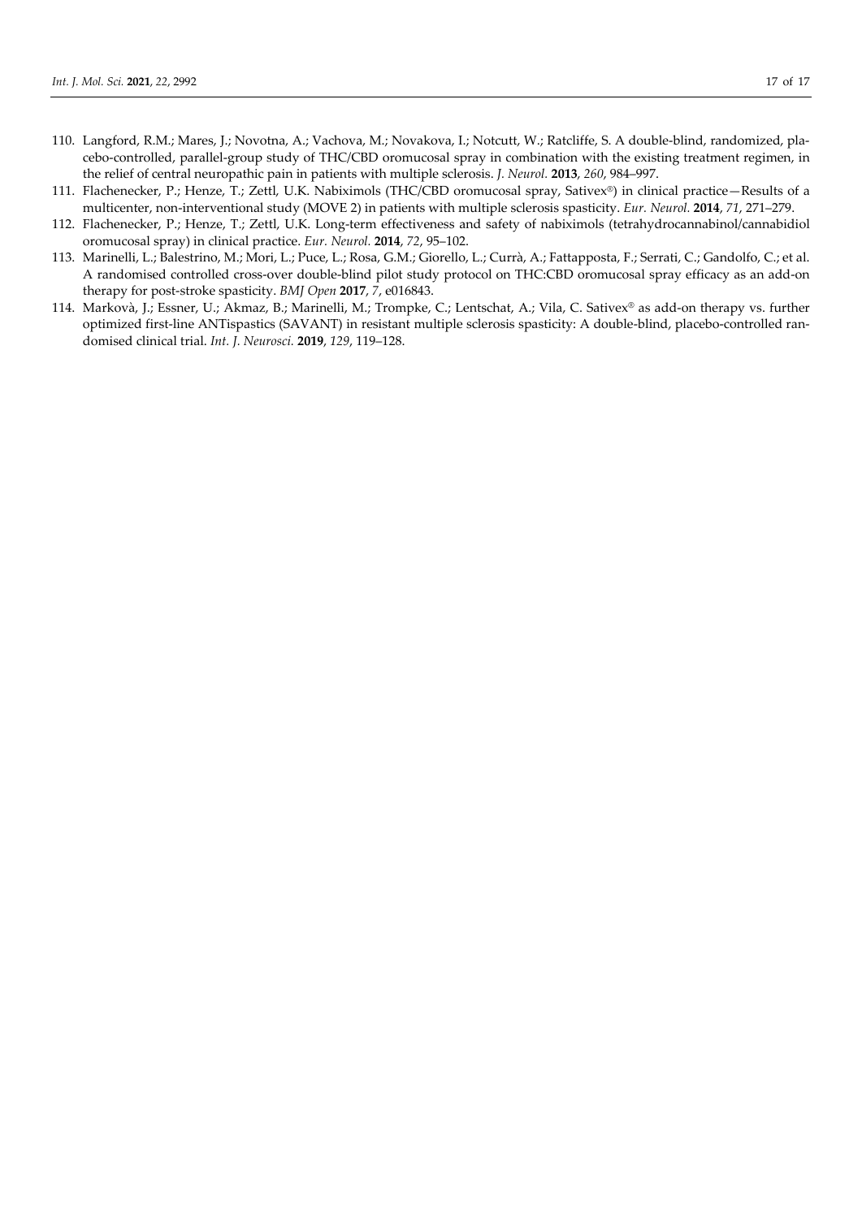110. Langford, R.M.; Mares, J.; Novotna, A.; Vachova, M.; Novakova, I.; Notcutt, W.; Ratcliffe, S. A double-blind, randomized, placebo-controlled, parallel-group study of THC/CBD oromucosal spray in combination with the existing treatment regimen, in the relief of central neuropathic pain in patients with multiple sclerosis. *J. Neurol.* **2013**, *260*, 984–997.
111. Flachenecker, P.; Henze, T.; Zettl, U.K. Nabiximols (THC/CBD oromucosal spray, Sativex®) in clinical practice—Results of a multicenter, non-interventional study (MOVE 2) in patients with multiple sclerosis spasticity. *Eur. Neurol.* **2014**, *71*, 271–279.
112. Flachenecker, P.; Henze, T.; Zettl, U.K. Long-term effectiveness and safety of nabiximols (tetrahydrocannabinol/cannabidiol oromucosal spray) in clinical practice. *Eur. Neurol.* **2014**, *72*, 95–102.
113. Marinelli, L.; Balestrino, M.; Mori, L.; Puce, L.; Rosa, G.M.; Giorello, L.; Currà, A.; Fattapposta, F.; Serrati, C.; Gandolfo, C.; et al. A randomised controlled cross-over double-blind pilot study protocol on THC:CBD oromucosal spray efficacy as an add-on therapy for post-stroke spasticity. *BMJ Open* **2017**, *7*, e016843.
114. Markovà, J.; Essner, U.; Akmaz, B.; Marinelli, M.; Trompke, C.; Lentschat, A.; Vila, C. Sativex® as add-on therapy vs. further optimized first-line ANTispastics (SAVANT) in resistant multiple sclerosis spasticity: A double-blind, placebo-controlled randomised clinical trial. *Int. J. Neurosci.* **2019**, *129*, 119–128.